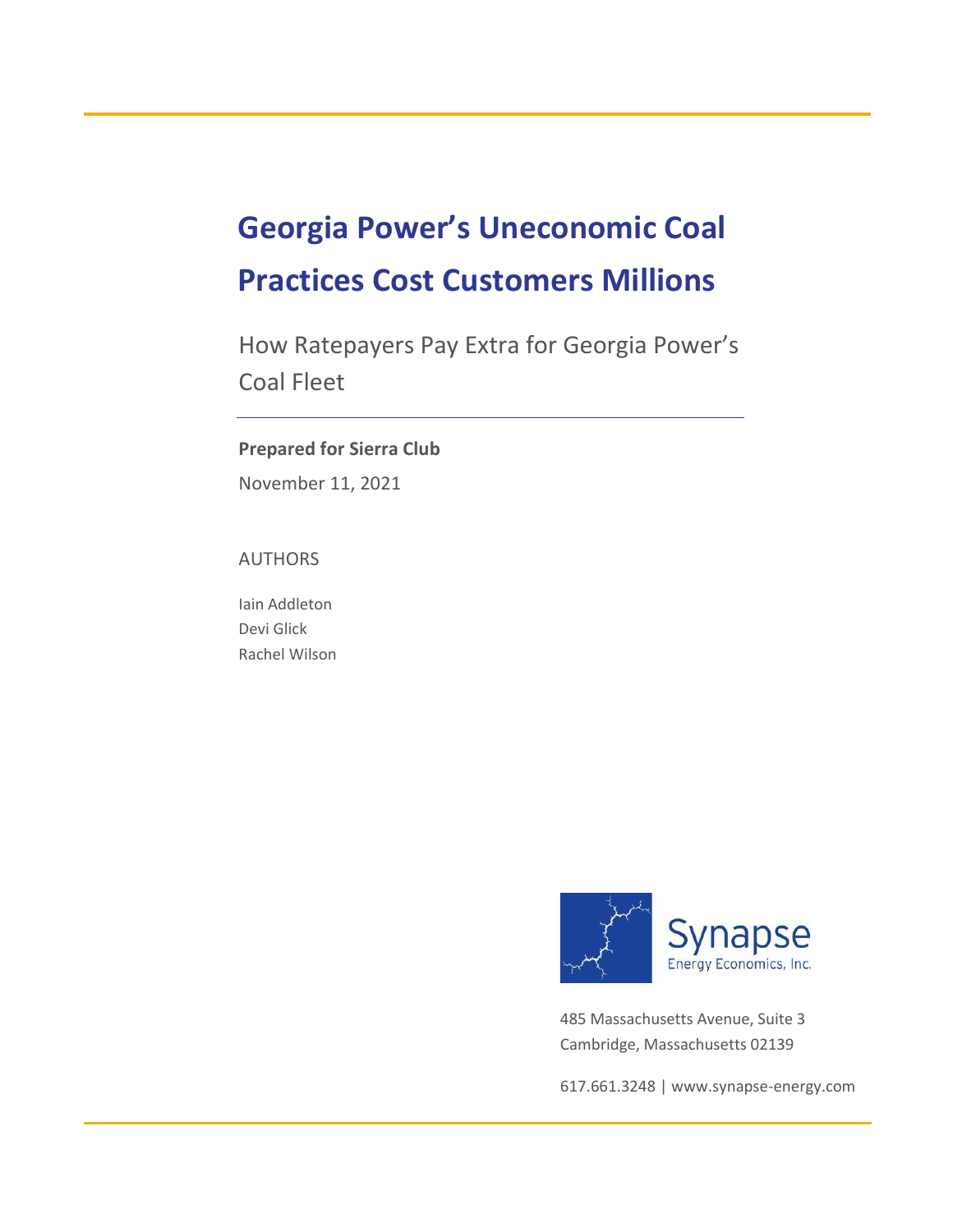# Georgia Power's Uneconomic Coal Practices Cost Customers Millions

## How Ratepayers Pay Extra for Georgia Power's Coal Fleet

**Prepared for Sierra Club**

November 11, 2021

AUTHORS

Iain Addleton
Devi Glick
Rachel Wilson

Synapse Energy Economics, Inc.

485 Massachusetts Avenue, Suite 3
Cambridge, Massachusetts 02139

617.661.3248 | www.synapse-energy.com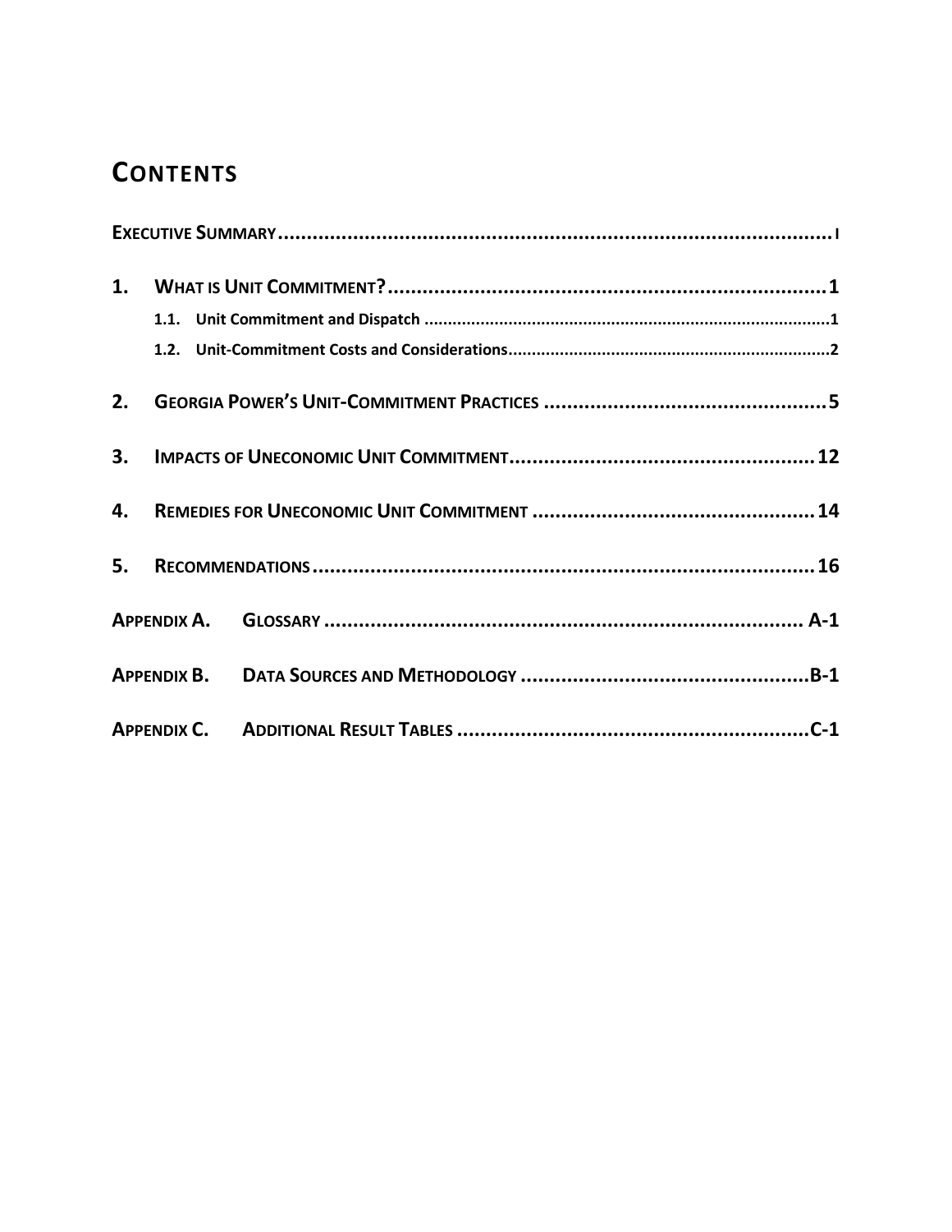# Contents

**Executive Summary** .......... i

**1. What is Unit Commitment?** .......... 1

- 1.1. Unit Commitment and Dispatch .......... 1
- 1.2. Unit-Commitment Costs and Considerations .......... 2

**2. Georgia Power's Unit-Commitment Practices** .......... 5

**3. Impacts of Uneconomic Unit Commitment** .......... 12

**4. Remedies for Uneconomic Unit Commitment** .......... 14

**5. Recommendations** .......... 16

**Appendix A. Glossary** .......... A-1

**Appendix B. Data Sources and Methodology** .......... B-1

**Appendix C. Additional Result Tables** .......... C-1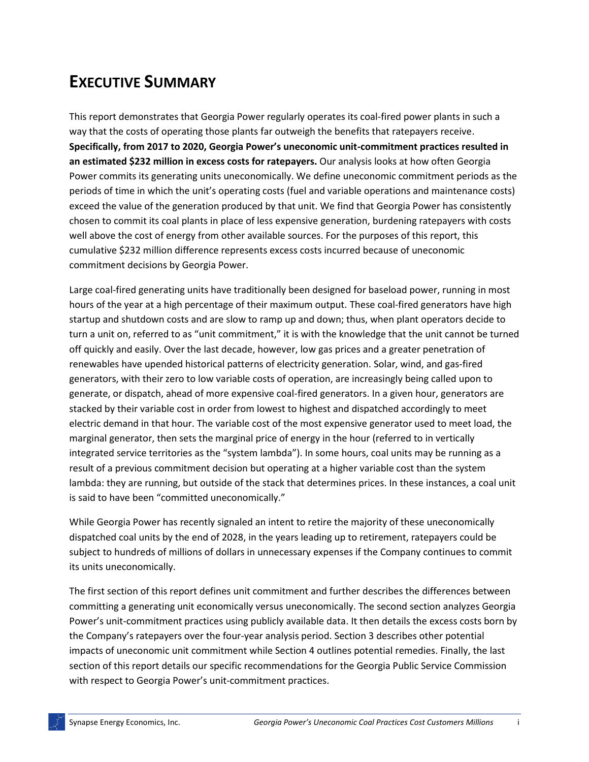# EXECUTIVE SUMMARY

This report demonstrates that Georgia Power regularly operates its coal-fired power plants in such a way that the costs of operating those plants far outweigh the benefits that ratepayers receive. **Specifically, from 2017 to 2020, Georgia Power's uneconomic unit-commitment practices resulted in an estimated $232 million in excess costs for ratepayers.** Our analysis looks at how often Georgia Power commits its generating units uneconomically. We define uneconomic commitment periods as the periods of time in which the unit's operating costs (fuel and variable operations and maintenance costs) exceed the value of the generation produced by that unit. We find that Georgia Power has consistently chosen to commit its coal plants in place of less expensive generation, burdening ratepayers with costs well above the cost of energy from other available sources. For the purposes of this report, this cumulative $232 million difference represents excess costs incurred because of uneconomic commitment decisions by Georgia Power.

Large coal-fired generating units have traditionally been designed for baseload power, running in most hours of the year at a high percentage of their maximum output. These coal-fired generators have high startup and shutdown costs and are slow to ramp up and down; thus, when plant operators decide to turn a unit on, referred to as "unit commitment," it is with the knowledge that the unit cannot be turned off quickly and easily. Over the last decade, however, low gas prices and a greater penetration of renewables have upended historical patterns of electricity generation. Solar, wind, and gas-fired generators, with their zero to low variable costs of operation, are increasingly being called upon to generate, or dispatch, ahead of more expensive coal-fired generators. In a given hour, generators are stacked by their variable cost in order from lowest to highest and dispatched accordingly to meet electric demand in that hour. The variable cost of the most expensive generator used to meet load, the marginal generator, then sets the marginal price of energy in the hour (referred to in vertically integrated service territories as the "system lambda"). In some hours, coal units may be running as a result of a previous commitment decision but operating at a higher variable cost than the system lambda: they are running, but outside of the stack that determines prices. In these instances, a coal unit is said to have been "committed uneconomically."

While Georgia Power has recently signaled an intent to retire the majority of these uneconomically dispatched coal units by the end of 2028, in the years leading up to retirement, ratepayers could be subject to hundreds of millions of dollars in unnecessary expenses if the Company continues to commit its units uneconomically.

The first section of this report defines unit commitment and further describes the differences between committing a generating unit economically versus uneconomically. The second section analyzes Georgia Power's unit-commitment practices using publicly available data. It then details the excess costs born by the Company's ratepayers over the four-year analysis period. Section 3 describes other potential impacts of uneconomic unit commitment while Section 4 outlines potential remedies. Finally, the last section of this report details our specific recommendations for the Georgia Public Service Commission with respect to Georgia Power's unit-commitment practices.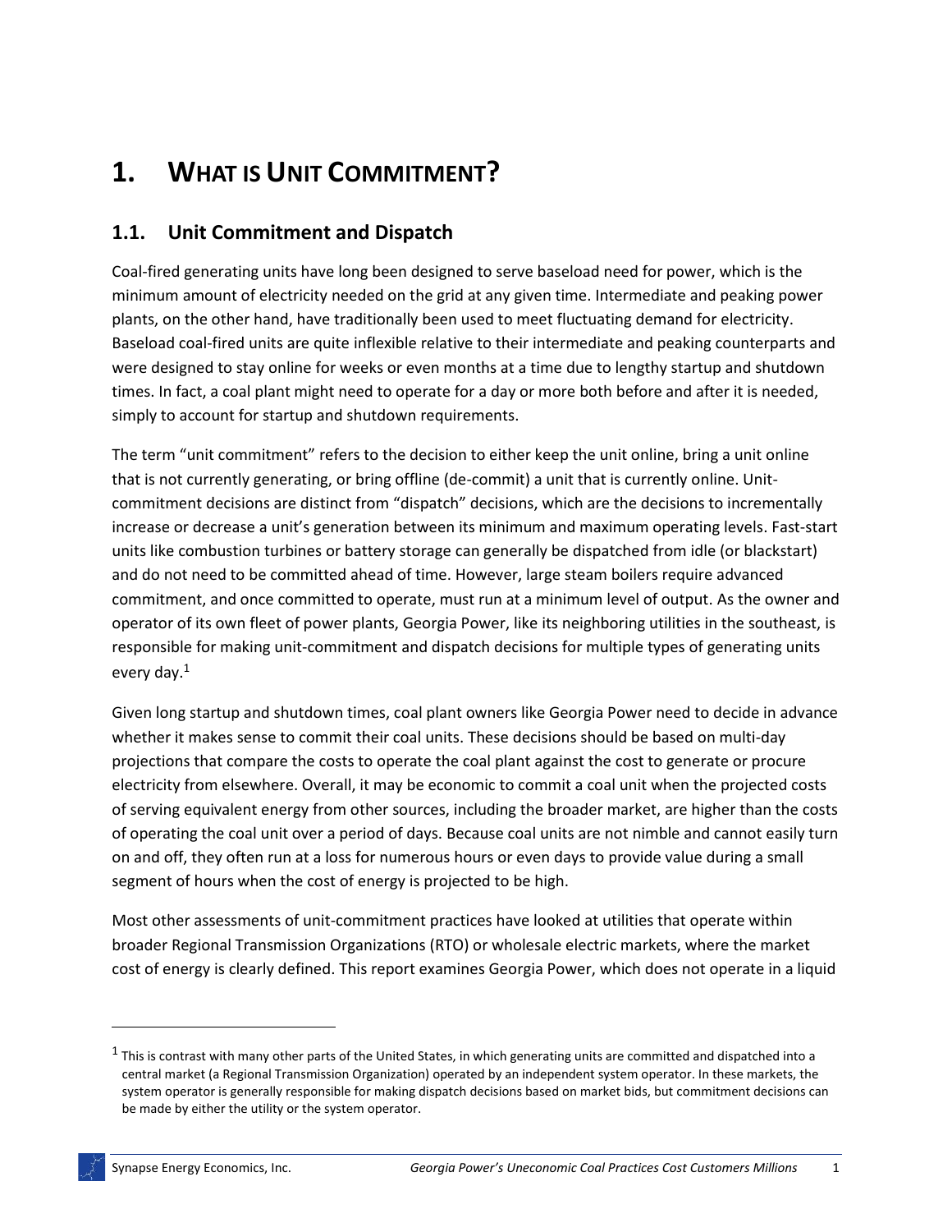# 1. What is Unit Commitment?

## 1.1. Unit Commitment and Dispatch

Coal-fired generating units have long been designed to serve baseload need for power, which is the minimum amount of electricity needed on the grid at any given time. Intermediate and peaking power plants, on the other hand, have traditionally been used to meet fluctuating demand for electricity. Baseload coal-fired units are quite inflexible relative to their intermediate and peaking counterparts and were designed to stay online for weeks or even months at a time due to lengthy startup and shutdown times. In fact, a coal plant might need to operate for a day or more both before and after it is needed, simply to account for startup and shutdown requirements.

The term "unit commitment" refers to the decision to either keep the unit online, bring a unit online that is not currently generating, or bring offline (de-commit) a unit that is currently online. Unit-commitment decisions are distinct from "dispatch" decisions, which are the decisions to incrementally increase or decrease a unit's generation between its minimum and maximum operating levels. Fast-start units like combustion turbines or battery storage can generally be dispatched from idle (or blackstart) and do not need to be committed ahead of time. However, large steam boilers require advanced commitment, and once committed to operate, must run at a minimum level of output. As the owner and operator of its own fleet of power plants, Georgia Power, like its neighboring utilities in the southeast, is responsible for making unit-commitment and dispatch decisions for multiple types of generating units every day.[1]

Given long startup and shutdown times, coal plant owners like Georgia Power need to decide in advance whether it makes sense to commit their coal units. These decisions should be based on multi-day projections that compare the costs to operate the coal plant against the cost to generate or procure electricity from elsewhere. Overall, it may be economic to commit a coal unit when the projected costs of serving equivalent energy from other sources, including the broader market, are higher than the costs of operating the coal unit over a period of days. Because coal units are not nimble and cannot easily turn on and off, they often run at a loss for numerous hours or even days to provide value during a small segment of hours when the cost of energy is projected to be high.

Most other assessments of unit-commitment practices have looked at utilities that operate within broader Regional Transmission Organizations (RTO) or wholesale electric markets, where the market cost of energy is clearly defined. This report examines Georgia Power, which does not operate in a liquid

[1] This is contrast with many other parts of the United States, in which generating units are committed and dispatched into a central market (a Regional Transmission Organization) operated by an independent system operator. In these markets, the system operator is generally responsible for making dispatch decisions based on market bids, but commitment decisions can be made by either the utility or the system operator.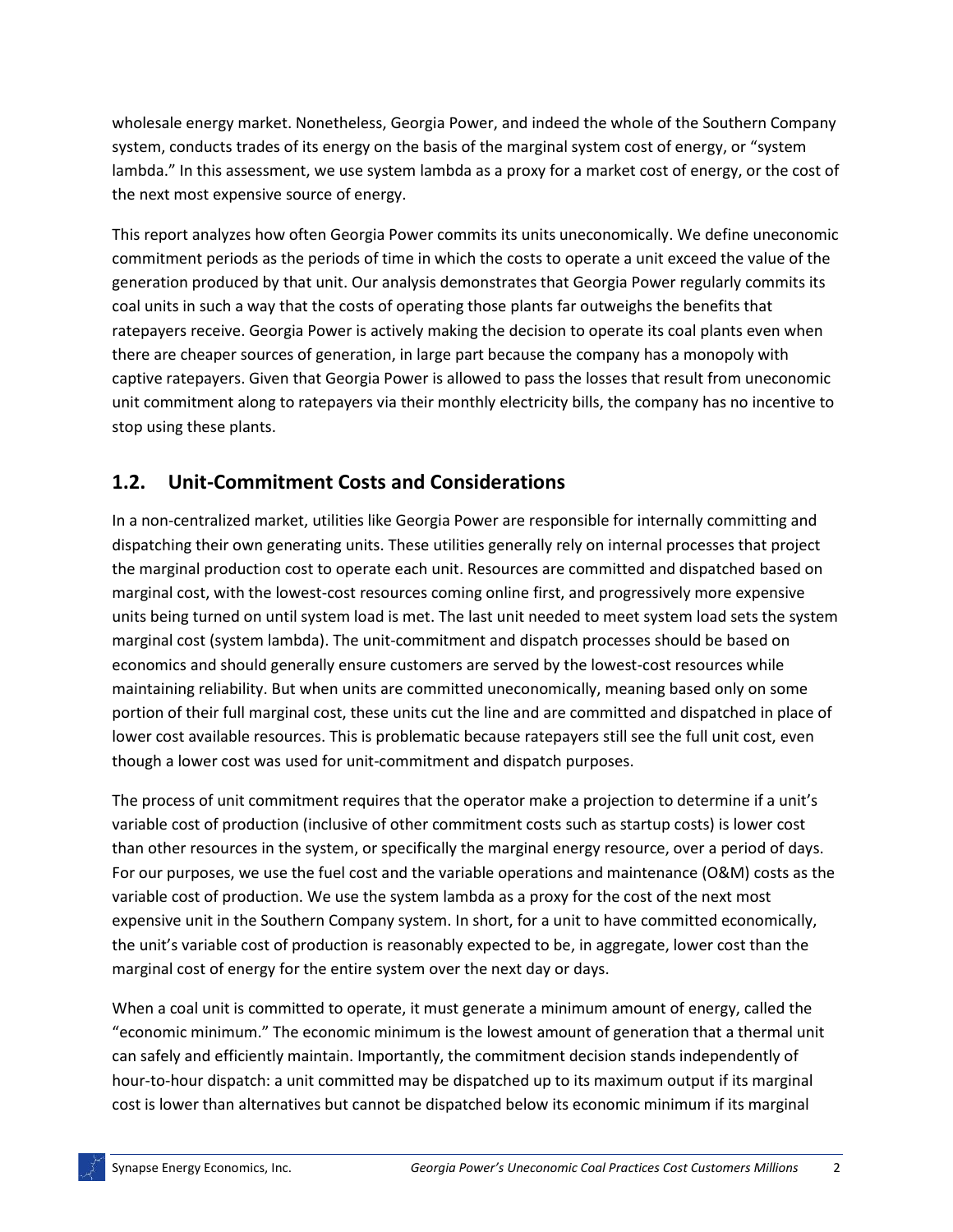wholesale energy market. Nonetheless, Georgia Power, and indeed the whole of the Southern Company system, conducts trades of its energy on the basis of the marginal system cost of energy, or "system lambda." In this assessment, we use system lambda as a proxy for a market cost of energy, or the cost of the next most expensive source of energy.

This report analyzes how often Georgia Power commits its units uneconomically. We define uneconomic commitment periods as the periods of time in which the costs to operate a unit exceed the value of the generation produced by that unit. Our analysis demonstrates that Georgia Power regularly commits its coal units in such a way that the costs of operating those plants far outweighs the benefits that ratepayers receive. Georgia Power is actively making the decision to operate its coal plants even when there are cheaper sources of generation, in large part because the company has a monopoly with captive ratepayers. Given that Georgia Power is allowed to pass the losses that result from uneconomic unit commitment along to ratepayers via their monthly electricity bills, the company has no incentive to stop using these plants.

## 1.2. Unit-Commitment Costs and Considerations

In a non-centralized market, utilities like Georgia Power are responsible for internally committing and dispatching their own generating units. These utilities generally rely on internal processes that project the marginal production cost to operate each unit. Resources are committed and dispatched based on marginal cost, with the lowest-cost resources coming online first, and progressively more expensive units being turned on until system load is met. The last unit needed to meet system load sets the system marginal cost (system lambda). The unit-commitment and dispatch processes should be based on economics and should generally ensure customers are served by the lowest-cost resources while maintaining reliability. But when units are committed uneconomically, meaning based only on some portion of their full marginal cost, these units cut the line and are committed and dispatched in place of lower cost available resources. This is problematic because ratepayers still see the full unit cost, even though a lower cost was used for unit-commitment and dispatch purposes.

The process of unit commitment requires that the operator make a projection to determine if a unit's variable cost of production (inclusive of other commitment costs such as startup costs) is lower cost than other resources in the system, or specifically the marginal energy resource, over a period of days. For our purposes, we use the fuel cost and the variable operations and maintenance (O&M) costs as the variable cost of production. We use the system lambda as a proxy for the cost of the next most expensive unit in the Southern Company system. In short, for a unit to have committed economically, the unit's variable cost of production is reasonably expected to be, in aggregate, lower cost than the marginal cost of energy for the entire system over the next day or days.

When a coal unit is committed to operate, it must generate a minimum amount of energy, called the "economic minimum." The economic minimum is the lowest amount of generation that a thermal unit can safely and efficiently maintain. Importantly, the commitment decision stands independently of hour-to-hour dispatch: a unit committed may be dispatched up to its maximum output if its marginal cost is lower than alternatives but cannot be dispatched below its economic minimum if its marginal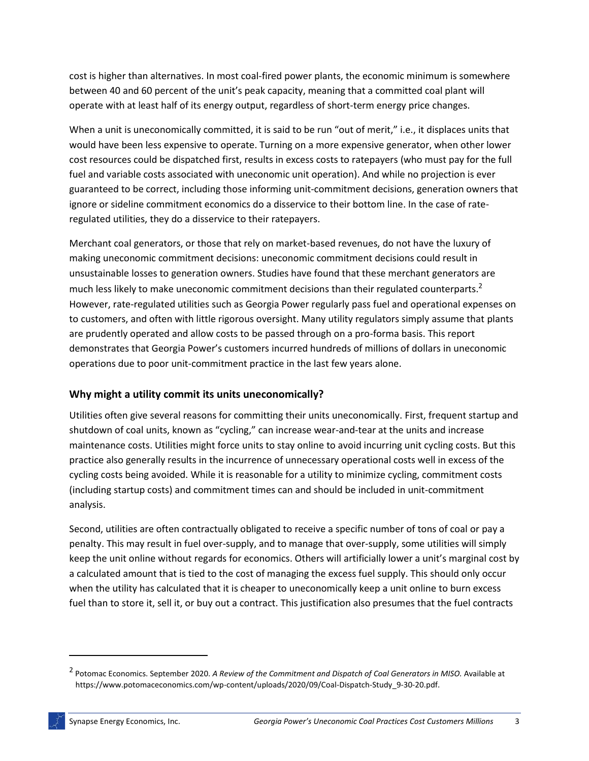cost is higher than alternatives. In most coal-fired power plants, the economic minimum is somewhere between 40 and 60 percent of the unit's peak capacity, meaning that a committed coal plant will operate with at least half of its energy output, regardless of short-term energy price changes.

When a unit is uneconomically committed, it is said to be run "out of merit," i.e., it displaces units that would have been less expensive to operate. Turning on a more expensive generator, when other lower cost resources could be dispatched first, results in excess costs to ratepayers (who must pay for the full fuel and variable costs associated with uneconomic unit operation). And while no projection is ever guaranteed to be correct, including those informing unit-commitment decisions, generation owners that ignore or sideline commitment economics do a disservice to their bottom line. In the case of rate-regulated utilities, they do a disservice to their ratepayers.

Merchant coal generators, or those that rely on market-based revenues, do not have the luxury of making uneconomic commitment decisions: uneconomic commitment decisions could result in unsustainable losses to generation owners. Studies have found that these merchant generators are much less likely to make uneconomic commitment decisions than their regulated counterparts.[2] However, rate-regulated utilities such as Georgia Power regularly pass fuel and operational expenses on to customers, and often with little rigorous oversight. Many utility regulators simply assume that plants are prudently operated and allow costs to be passed through on a pro-forma basis. This report demonstrates that Georgia Power's customers incurred hundreds of millions of dollars in uneconomic operations due to poor unit-commitment practice in the last few years alone.

## Why might a utility commit its units uneconomically?

Utilities often give several reasons for committing their units uneconomically. First, frequent startup and shutdown of coal units, known as "cycling," can increase wear-and-tear at the units and increase maintenance costs. Utilities might force units to stay online to avoid incurring unit cycling costs. But this practice also generally results in the incurrence of unnecessary operational costs well in excess of the cycling costs being avoided. While it is reasonable for a utility to minimize cycling, commitment costs (including startup costs) and commitment times can and should be included in unit-commitment analysis.

Second, utilities are often contractually obligated to receive a specific number of tons of coal or pay a penalty. This may result in fuel over-supply, and to manage that over-supply, some utilities will simply keep the unit online without regards for economics. Others will artificially lower a unit's marginal cost by a calculated amount that is tied to the cost of managing the excess fuel supply. This should only occur when the utility has calculated that it is cheaper to uneconomically keep a unit online to burn excess fuel than to store it, sell it, or buy out a contract. This justification also presumes that the fuel contracts

[2] Potomac Economics. September 2020. *A Review of the Commitment and Dispatch of Coal Generators in MISO.* Available at https://www.potomaceconomics.com/wp-content/uploads/2020/09/Coal-Dispatch-Study_9-30-20.pdf.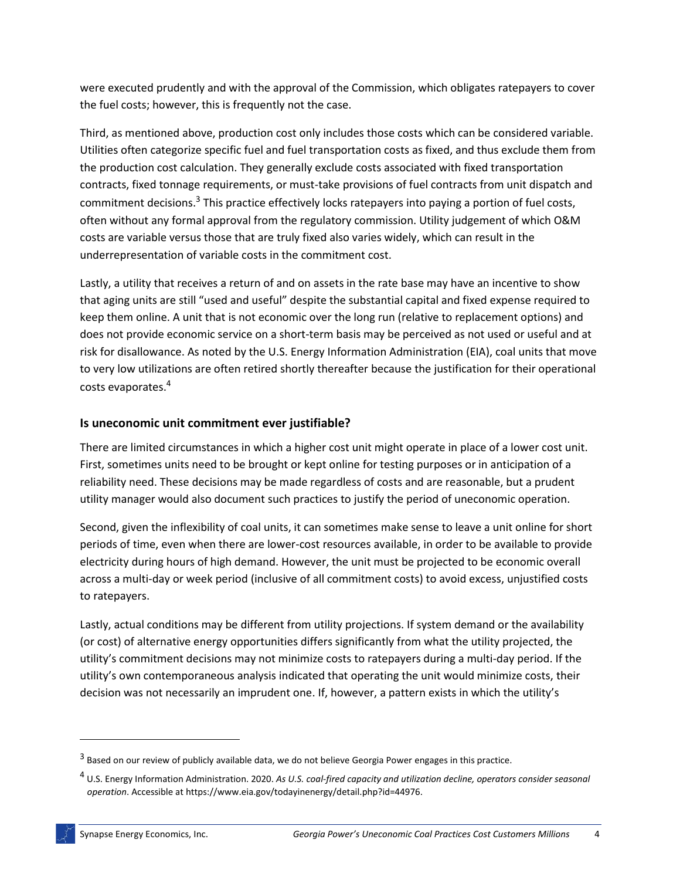were executed prudently and with the approval of the Commission, which obligates ratepayers to cover the fuel costs; however, this is frequently not the case.

Third, as mentioned above, production cost only includes those costs which can be considered variable. Utilities often categorize specific fuel and fuel transportation costs as fixed, and thus exclude them from the production cost calculation. They generally exclude costs associated with fixed transportation contracts, fixed tonnage requirements, or must-take provisions of fuel contracts from unit dispatch and commitment decisions.[3] This practice effectively locks ratepayers into paying a portion of fuel costs, often without any formal approval from the regulatory commission. Utility judgement of which O&M costs are variable versus those that are truly fixed also varies widely, which can result in the underrepresentation of variable costs in the commitment cost.

Lastly, a utility that receives a return of and on assets in the rate base may have an incentive to show that aging units are still "used and useful" despite the substantial capital and fixed expense required to keep them online. A unit that is not economic over the long run (relative to replacement options) and does not provide economic service on a short-term basis may be perceived as not used or useful and at risk for disallowance. As noted by the U.S. Energy Information Administration (EIA), coal units that move to very low utilizations are often retired shortly thereafter because the justification for their operational costs evaporates.[4]

### Is uneconomic unit commitment ever justifiable?

There are limited circumstances in which a higher cost unit might operate in place of a lower cost unit. First, sometimes units need to be brought or kept online for testing purposes or in anticipation of a reliability need. These decisions may be made regardless of costs and are reasonable, but a prudent utility manager would also document such practices to justify the period of uneconomic operation.

Second, given the inflexibility of coal units, it can sometimes make sense to leave a unit online for short periods of time, even when there are lower-cost resources available, in order to be available to provide electricity during hours of high demand. However, the unit must be projected to be economic overall across a multi-day or week period (inclusive of all commitment costs) to avoid excess, unjustified costs to ratepayers.

Lastly, actual conditions may be different from utility projections. If system demand or the availability (or cost) of alternative energy opportunities differs significantly from what the utility projected, the utility's commitment decisions may not minimize costs to ratepayers during a multi-day period. If the utility's own contemporaneous analysis indicated that operating the unit would minimize costs, their decision was not necessarily an imprudent one. If, however, a pattern exists in which the utility's

---

[3] Based on our review of publicly available data, we do not believe Georgia Power engages in this practice.

[4] U.S. Energy Information Administration. 2020. *As U.S. coal-fired capacity and utilization decline, operators consider seasonal operation*. Accessible at https://www.eia.gov/todayinenergy/detail.php?id=44976.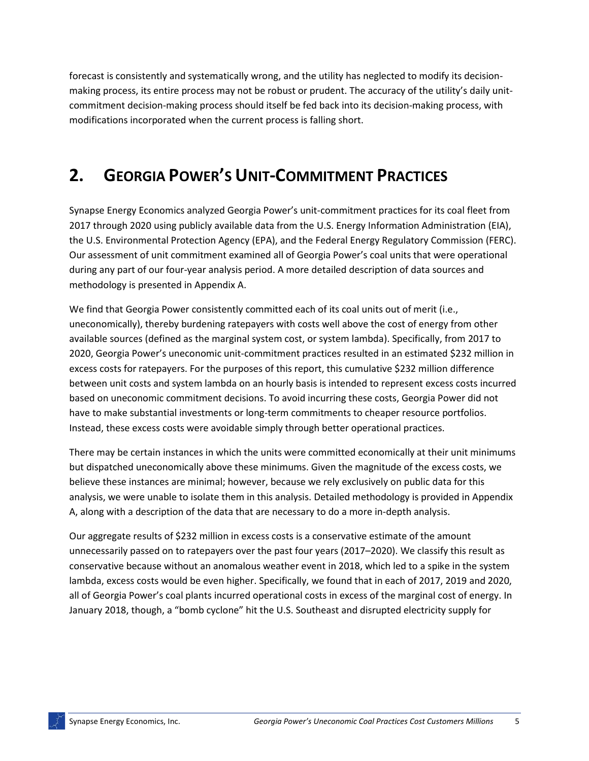forecast is consistently and systematically wrong, and the utility has neglected to modify its decision-making process, its entire process may not be robust or prudent. The accuracy of the utility's daily unit-commitment decision-making process should itself be fed back into its decision-making process, with modifications incorporated when the current process is falling short.

# 2. Georgia Power's Unit-Commitment Practices

Synapse Energy Economics analyzed Georgia Power's unit-commitment practices for its coal fleet from 2017 through 2020 using publicly available data from the U.S. Energy Information Administration (EIA), the U.S. Environmental Protection Agency (EPA), and the Federal Energy Regulatory Commission (FERC). Our assessment of unit commitment examined all of Georgia Power's coal units that were operational during any part of our four-year analysis period. A more detailed description of data sources and methodology is presented in Appendix A.

We find that Georgia Power consistently committed each of its coal units out of merit (i.e., uneconomically), thereby burdening ratepayers with costs well above the cost of energy from other available sources (defined as the marginal system cost, or system lambda). Specifically, from 2017 to 2020, Georgia Power's uneconomic unit-commitment practices resulted in an estimated \$232 million in excess costs for ratepayers. For the purposes of this report, this cumulative \$232 million difference between unit costs and system lambda on an hourly basis is intended to represent excess costs incurred based on uneconomic commitment decisions. To avoid incurring these costs, Georgia Power did not have to make substantial investments or long-term commitments to cheaper resource portfolios. Instead, these excess costs were avoidable simply through better operational practices.

There may be certain instances in which the units were committed economically at their unit minimums but dispatched uneconomically above these minimums. Given the magnitude of the excess costs, we believe these instances are minimal; however, because we rely exclusively on public data for this analysis, we were unable to isolate them in this analysis. Detailed methodology is provided in Appendix A, along with a description of the data that are necessary to do a more in-depth analysis.

Our aggregate results of \$232 million in excess costs is a conservative estimate of the amount unnecessarily passed on to ratepayers over the past four years (2017–2020). We classify this result as conservative because without an anomalous weather event in 2018, which led to a spike in the system lambda, excess costs would be even higher. Specifically, we found that in each of 2017, 2019 and 2020, all of Georgia Power's coal plants incurred operational costs in excess of the marginal cost of energy. In January 2018, though, a "bomb cyclone" hit the U.S. Southeast and disrupted electricity supply for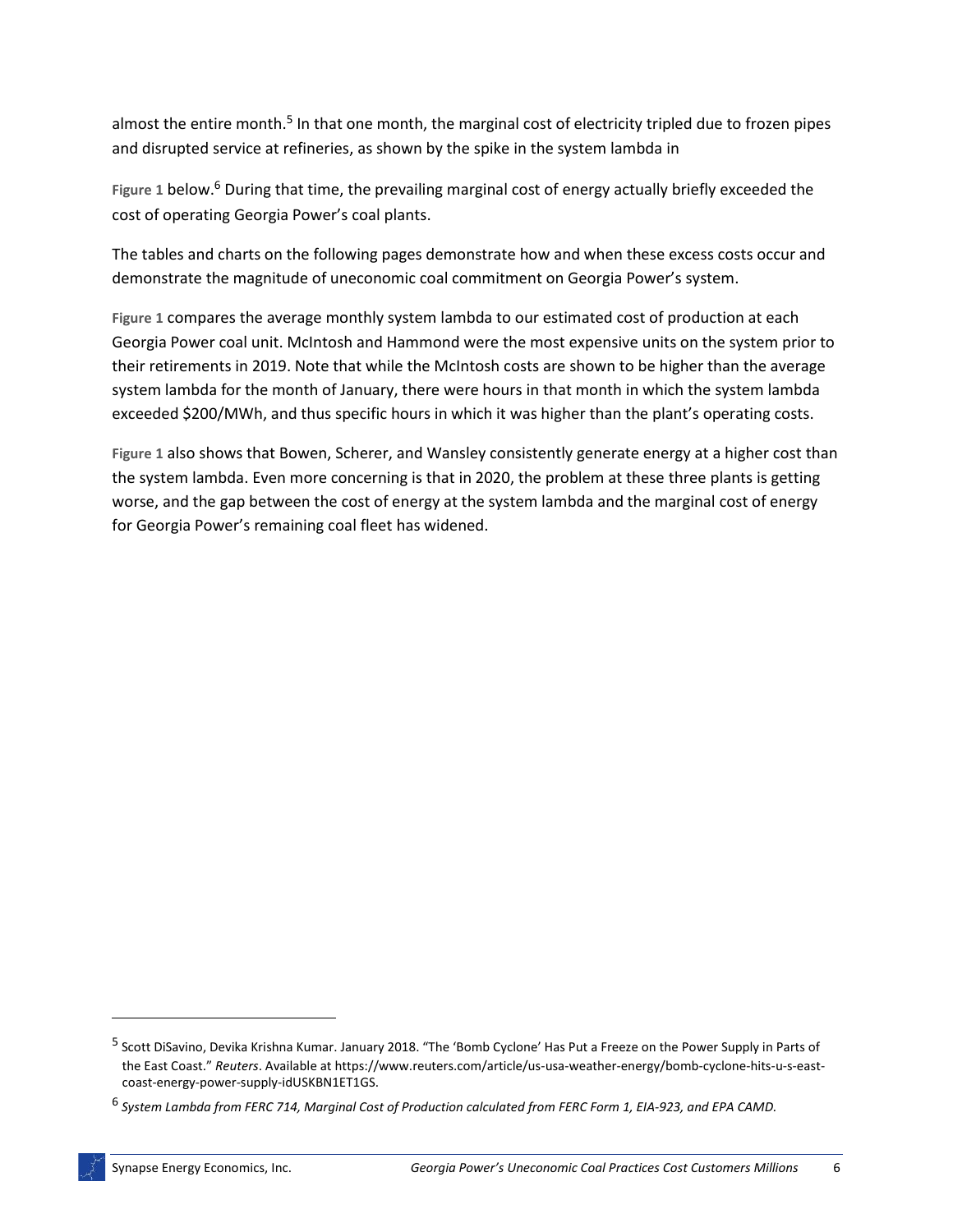almost the entire month.[5] In that one month, the marginal cost of electricity tripled due to frozen pipes and disrupted service at refineries, as shown by the spike in the system lambda in

**Figure 1** below.[6] During that time, the prevailing marginal cost of energy actually briefly exceeded the cost of operating Georgia Power's coal plants.

The tables and charts on the following pages demonstrate how and when these excess costs occur and demonstrate the magnitude of uneconomic coal commitment on Georgia Power's system.

**Figure 1** compares the average monthly system lambda to our estimated cost of production at each Georgia Power coal unit. McIntosh and Hammond were the most expensive units on the system prior to their retirements in 2019. Note that while the McIntosh costs are shown to be higher than the average system lambda for the month of January, there were hours in that month in which the system lambda exceeded \$200/MWh, and thus specific hours in which it was higher than the plant's operating costs.

**Figure 1** also shows that Bowen, Scherer, and Wansley consistently generate energy at a higher cost than the system lambda. Even more concerning is that in 2020, the problem at these three plants is getting worse, and the gap between the cost of energy at the system lambda and the marginal cost of energy for Georgia Power's remaining coal fleet has widened.

---

[5] Scott DiSavino, Devika Krishna Kumar. January 2018. "The 'Bomb Cyclone' Has Put a Freeze on the Power Supply in Parts of the East Coast." *Reuters*. Available at https://www.reuters.com/article/us-usa-weather-energy/bomb-cyclone-hits-u-s-east-coast-energy-power-supply-idUSKBN1ET1GS.

[6] *System Lambda from FERC 714, Marginal Cost of Production calculated from FERC Form 1, EIA-923, and EPA CAMD.*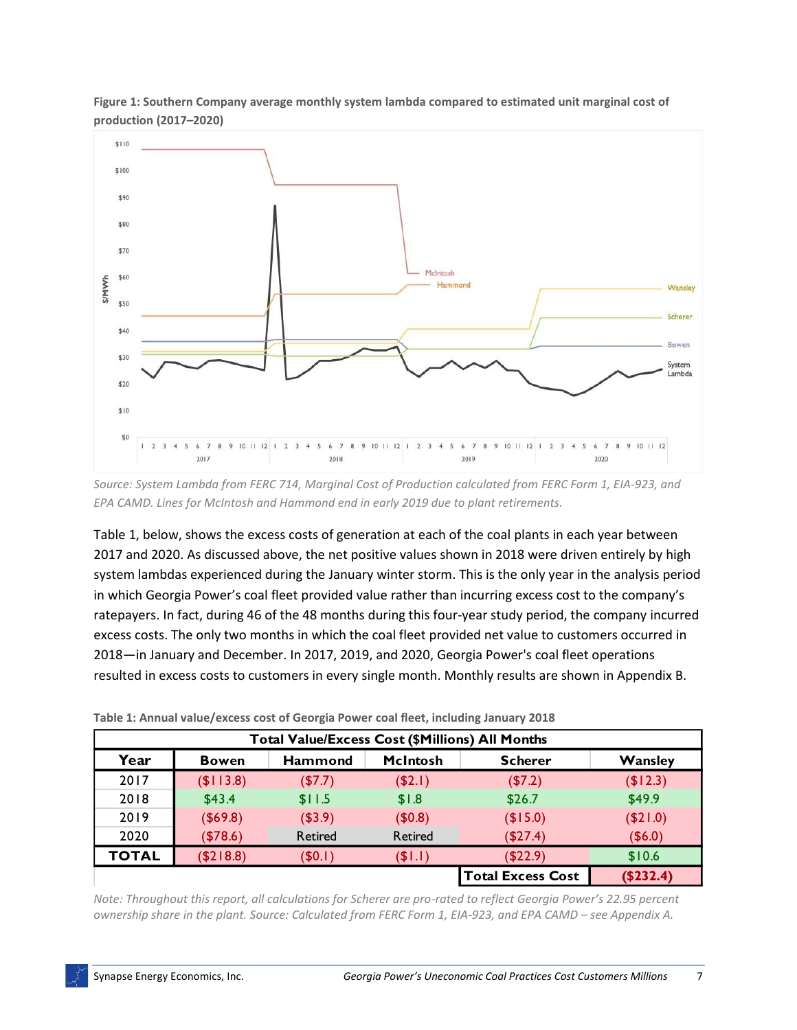**Figure 1: Southern Company average monthly system lambda compared to estimated unit marginal cost of production (2017–2020)**

*Source: System Lambda from FERC 714, Marginal Cost of Production calculated from FERC Form 1, EIA-923, and EPA CAMD. Lines for McIntosh and Hammond end in early 2019 due to plant retirements.*

Table 1, below, shows the excess costs of generation at each of the coal plants in each year between 2017 and 2020. As discussed above, the net positive values shown in 2018 were driven entirely by high system lambdas experienced during the January winter storm. This is the only year in the analysis period in which Georgia Power's coal fleet provided value rather than incurring excess cost to the company's ratepayers. In fact, during 46 of the 48 months during this four-year study period, the company incurred excess costs. The only two months in which the coal fleet provided net value to customers occurred in 2018—in January and December. In 2017, 2019, and 2020, Georgia Power's coal fleet operations resulted in excess costs to customers in every single month. Monthly results are shown in Appendix B.

**Table 1: Annual value/excess cost of Georgia Power coal fleet, including January 2018**

| Total Value/Excess Cost ($Millions) All Months | | | | | |
|---|---|---|---|---|---|
| **Year** | **Bowen** | **Hammond** | **McIntosh** | **Scherer** | **Wansley** |
| 2017 | ($113.8) | ($7.7) | ($2.1) | ($7.2) | ($12.3) |
| 2018 | $43.4 | $11.5 | $1.8 | $26.7 | $49.9 |
| 2019 | ($69.8) | ($3.9) | ($0.8) | ($15.0) | ($21.0) |
| 2020 | ($78.6) | Retired | Retired | ($27.4) | ($6.0) |
| **TOTAL** | ($218.8) | ($0.1) | ($1.1) | ($22.9) | $10.6 |
| | | | | **Total Excess Cost** | **($232.4)** |

*Note: Throughout this report, all calculations for Scherer are pro-rated to reflect Georgia Power's 22.95 percent ownership share in the plant. Source: Calculated from FERC Form 1, EIA-923, and EPA CAMD – see Appendix A.*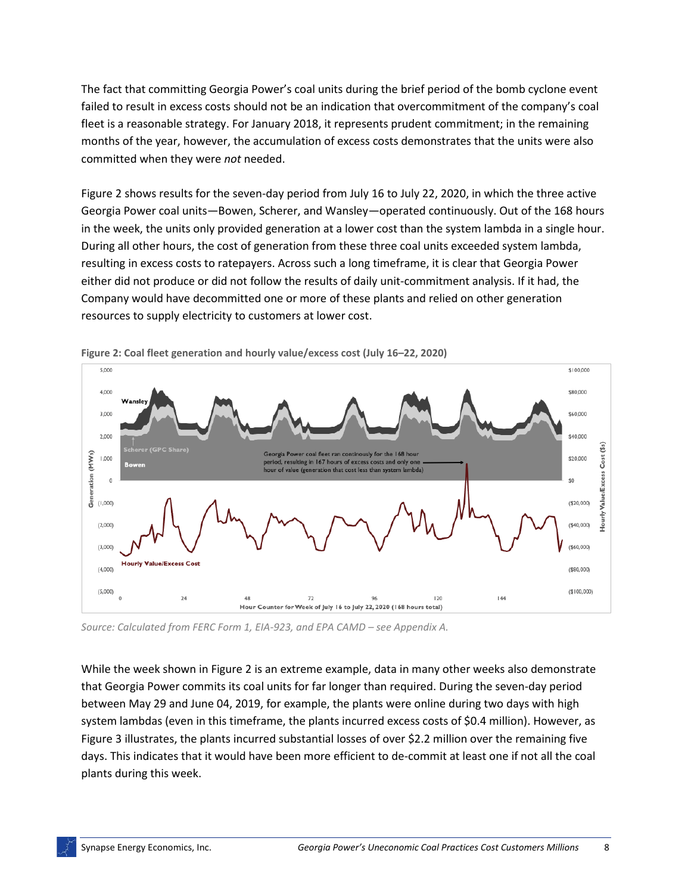The fact that committing Georgia Power's coal units during the brief period of the bomb cyclone event failed to result in excess costs should not be an indication that overcommitment of the company's coal fleet is a reasonable strategy. For January 2018, it represents prudent commitment; in the remaining months of the year, however, the accumulation of excess costs demonstrates that the units were also committed when they were *not* needed.

Figure 2 shows results for the seven-day period from July 16 to July 22, 2020, in which the three active Georgia Power coal units—Bowen, Scherer, and Wansley—operated continuously. Out of the 168 hours in the week, the units only provided generation at a lower cost than the system lambda in a single hour. During all other hours, the cost of generation from these three coal units exceeded system lambda, resulting in excess costs to ratepayers. Across such a long timeframe, it is clear that Georgia Power either did not produce or did not follow the results of daily unit-commitment analysis. If it had, the Company would have decommitted one or more of these plants and relied on other generation resources to supply electricity to customers at lower cost.

**Figure 2: Coal fleet generation and hourly value/excess cost (July 16–22, 2020)**

*Source: Calculated from FERC Form 1, EIA-923, and EPA CAMD – see Appendix A.*

While the week shown in Figure 2 is an extreme example, data in many other weeks also demonstrate that Georgia Power commits its coal units for far longer than required. During the seven-day period between May 29 and June 04, 2019, for example, the plants were online during two days with high system lambdas (even in this timeframe, the plants incurred excess costs of $0.4 million). However, as Figure 3 illustrates, the plants incurred substantial losses of over $2.2 million over the remaining five days. This indicates that it would have been more efficient to de-commit at least one if not all the coal plants during this week.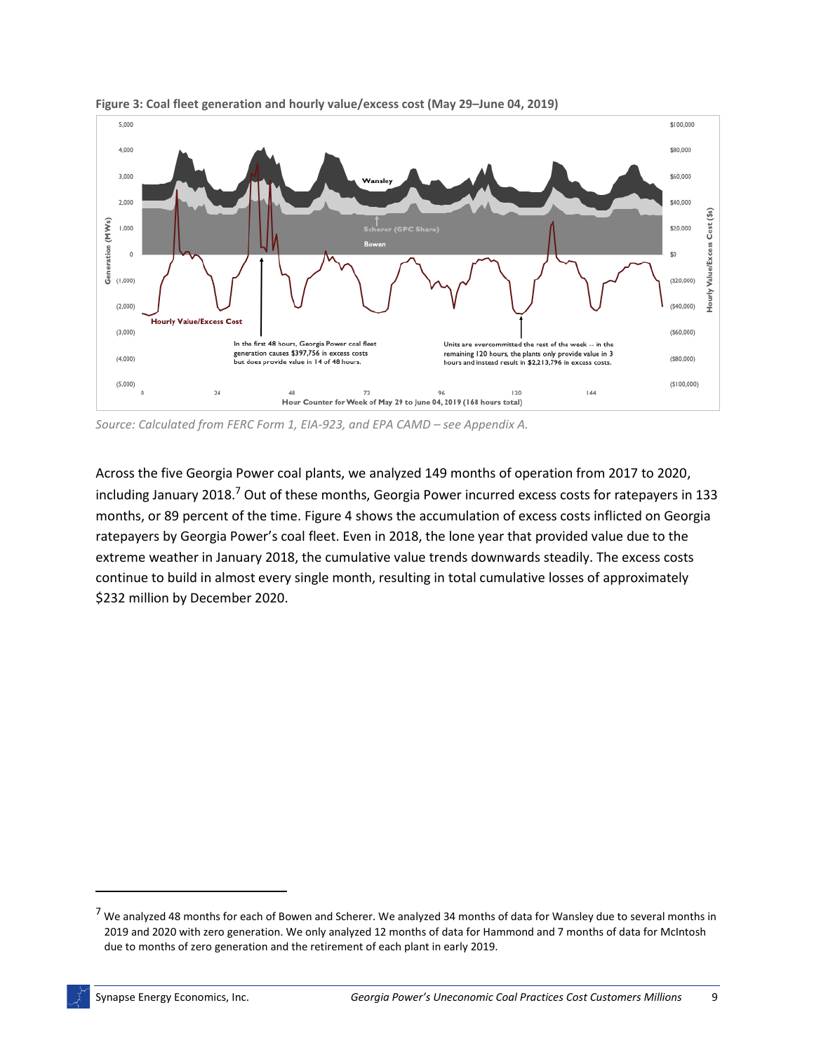**Figure 3: Coal fleet generation and hourly value/excess cost (May 29–June 04, 2019)**

*Source: Calculated from FERC Form 1, EIA-923, and EPA CAMD – see Appendix A.*

Across the five Georgia Power coal plants, we analyzed 149 months of operation from 2017 to 2020, including January 2018.[7] Out of these months, Georgia Power incurred excess costs for ratepayers in 133 months, or 89 percent of the time. Figure 4 shows the accumulation of excess costs inflicted on Georgia ratepayers by Georgia Power's coal fleet. Even in 2018, the lone year that provided value due to the extreme weather in January 2018, the cumulative value trends downwards steadily. The excess costs continue to build in almost every single month, resulting in total cumulative losses of approximately $232 million by December 2020.

[7] We analyzed 48 months for each of Bowen and Scherer. We analyzed 34 months of data for Wansley due to several months in 2019 and 2020 with zero generation. We only analyzed 12 months of data for Hammond and 7 months of data for McIntosh due to months of zero generation and the retirement of each plant in early 2019.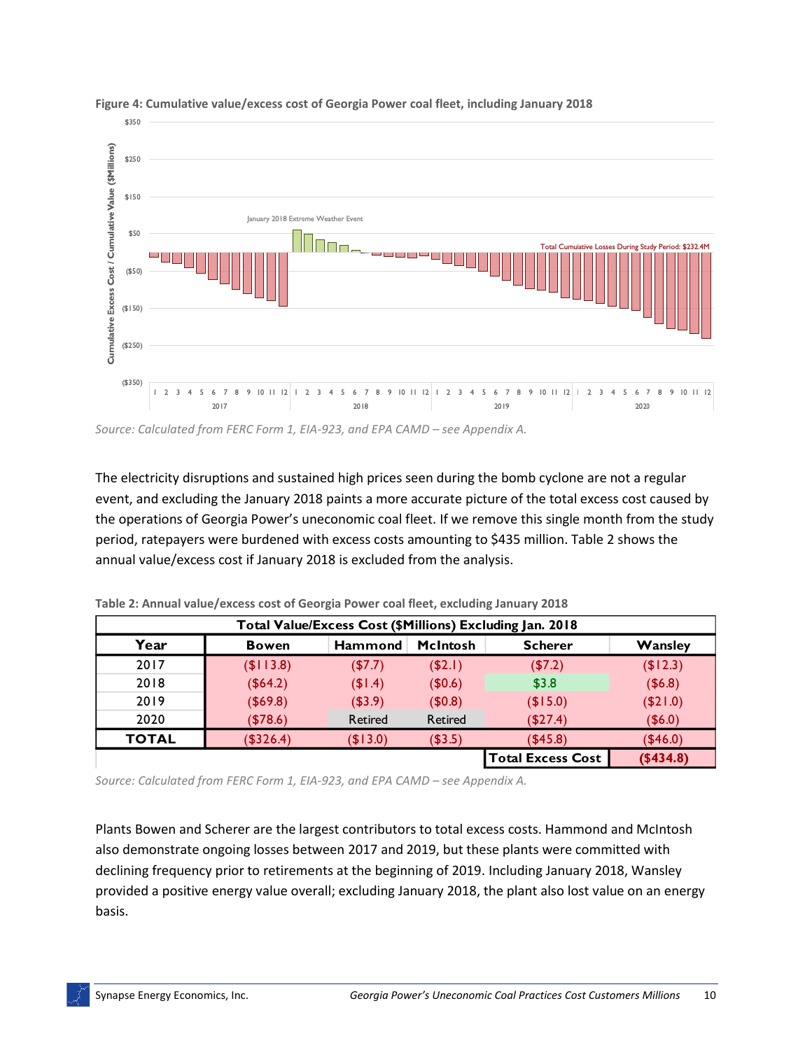**Figure 4: Cumulative value/excess cost of Georgia Power coal fleet, including January 2018**

*Source: Calculated from FERC Form 1, EIA-923, and EPA CAMD – see Appendix A.*

The electricity disruptions and sustained high prices seen during the bomb cyclone are not a regular event, and excluding the January 2018 paints a more accurate picture of the total excess cost caused by the operations of Georgia Power's uneconomic coal fleet. If we remove this single month from the study period, ratepayers were burdened with excess costs amounting to $435 million. Table 2 shows the annual value/excess cost if January 2018 is excluded from the analysis.

**Table 2: Annual value/excess cost of Georgia Power coal fleet, excluding January 2018**

| Total Value/Excess Cost ($Millions) Excluding Jan. 2018 | | | | | |
|---|---|---|---|---|---|
| **Year** | **Bowen** | **Hammond** | **McIntosh** | **Scherer** | **Wansley** |
| 2017 | ($113.8) | ($7.7) | ($2.1) | ($7.2) | ($12.3) |
| 2018 | ($64.2) | ($1.4) | ($0.6) | $3.8 | ($6.8) |
| 2019 | ($69.8) | ($3.9) | ($0.8) | ($15.0) | ($21.0) |
| 2020 | ($78.6) | Retired | Retired | ($27.4) | ($6.0) |
| **TOTAL** | ($326.4) | ($13.0) | ($3.5) | ($45.8) | ($46.0) |
| | | | | **Total Excess Cost** | **($434.8)** |

*Source: Calculated from FERC Form 1, EIA-923, and EPA CAMD – see Appendix A.*

Plants Bowen and Scherer are the largest contributors to total excess costs. Hammond and McIntosh also demonstrate ongoing losses between 2017 and 2019, but these plants were committed with declining frequency prior to retirements at the beginning of 2019. Including January 2018, Wansley provided a positive energy value overall; excluding January 2018, the plant also lost value on an energy basis.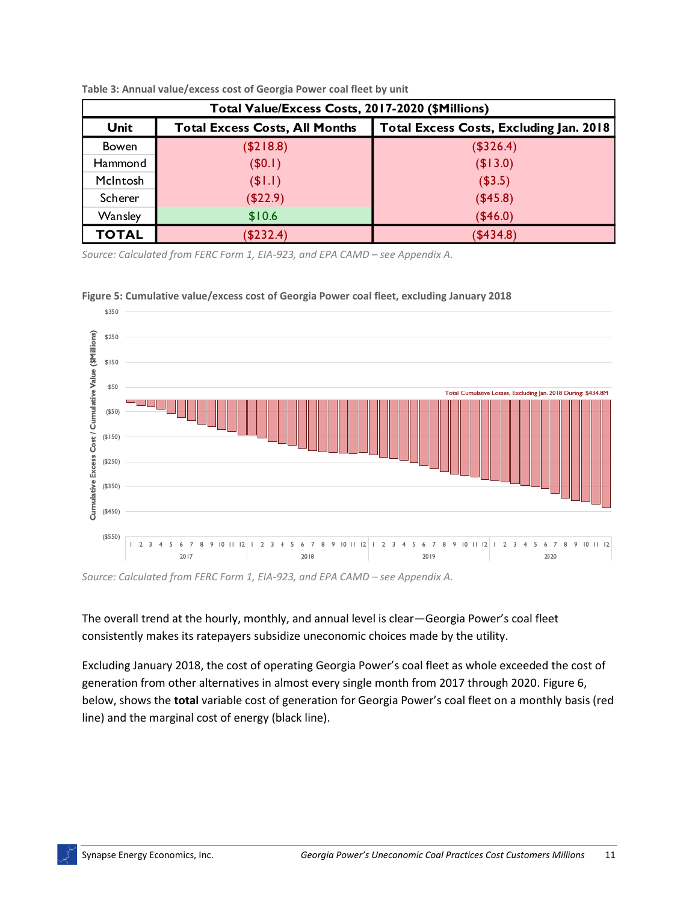**Table 3: Annual value/excess cost of Georgia Power coal fleet by unit**

| Total Value/Excess Costs, 2017-2020 ($Millions) | | |
|---|---|---|
| **Unit** | **Total Excess Costs, All Months** | **Total Excess Costs, Excluding Jan. 2018** |
| Bowen | ($218.8) | ($326.4) |
| Hammond | ($0.1) | ($13.0) |
| McIntosh | ($1.1) | ($3.5) |
| Scherer | ($22.9) | ($45.8) |
| Wansley | $10.6 | ($46.0) |
| **TOTAL** | ($232.4) | ($434.8) |

*Source: Calculated from FERC Form 1, EIA-923, and EPA CAMD – see Appendix A.*

**Figure 5: Cumulative value/excess cost of Georgia Power coal fleet, excluding January 2018**

*Source: Calculated from FERC Form 1, EIA-923, and EPA CAMD – see Appendix A.*

The overall trend at the hourly, monthly, and annual level is clear—Georgia Power's coal fleet consistently makes its ratepayers subsidize uneconomic choices made by the utility.

Excluding January 2018, the cost of operating Georgia Power's coal fleet as whole exceeded the cost of generation from other alternatives in almost every single month from 2017 through 2020. Figure 6, below, shows the **total** variable cost of generation for Georgia Power's coal fleet on a monthly basis (red line) and the marginal cost of energy (black line).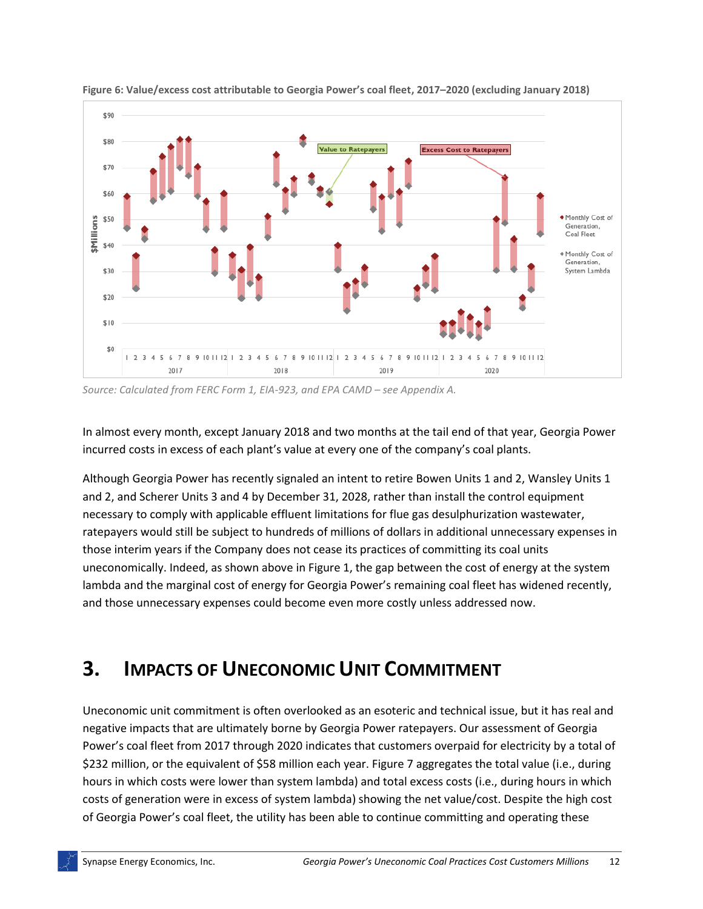**Figure 6: Value/excess cost attributable to Georgia Power's coal fleet, 2017–2020 (excluding January 2018)**

*Source: Calculated from FERC Form 1, EIA-923, and EPA CAMD – see Appendix A.*

In almost every month, except January 2018 and two months at the tail end of that year, Georgia Power incurred costs in excess of each plant's value at every one of the company's coal plants.

Although Georgia Power has recently signaled an intent to retire Bowen Units 1 and 2, Wansley Units 1 and 2, and Scherer Units 3 and 4 by December 31, 2028, rather than install the control equipment necessary to comply with applicable effluent limitations for flue gas desulphurization wastewater, ratepayers would still be subject to hundreds of millions of dollars in additional unnecessary expenses in those interim years if the Company does not cease its practices of committing its coal units uneconomically. Indeed, as shown above in Figure 1, the gap between the cost of energy at the system lambda and the marginal cost of energy for Georgia Power's remaining coal fleet has widened recently, and those unnecessary expenses could become even more costly unless addressed now.

# 3. Impacts of Uneconomic Unit Commitment

Uneconomic unit commitment is often overlooked as an esoteric and technical issue, but it has real and negative impacts that are ultimately borne by Georgia Power ratepayers. Our assessment of Georgia Power's coal fleet from 2017 through 2020 indicates that customers overpaid for electricity by a total of $232 million, or the equivalent of $58 million each year. Figure 7 aggregates the total value (i.e., during hours in which costs were lower than system lambda) and total excess costs (i.e., during hours in which costs of generation were in excess of system lambda) showing the net value/cost. Despite the high cost of Georgia Power's coal fleet, the utility has been able to continue committing and operating these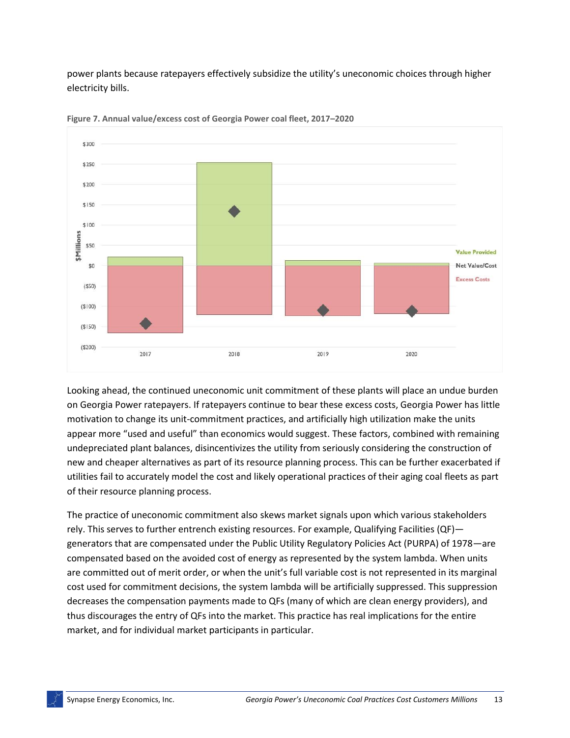power plants because ratepayers effectively subsidize the utility's uneconomic choices through higher electricity bills.

**Figure 7. Annual value/excess cost of Georgia Power coal fleet, 2017–2020**

Looking ahead, the continued uneconomic unit commitment of these plants will place an undue burden on Georgia Power ratepayers. If ratepayers continue to bear these excess costs, Georgia Power has little motivation to change its unit-commitment practices, and artificially high utilization make the units appear more "used and useful" than economics would suggest. These factors, combined with remaining undepreciated plant balances, disincentivizes the utility from seriously considering the construction of new and cheaper alternatives as part of its resource planning process. This can be further exacerbated if utilities fail to accurately model the cost and likely operational practices of their aging coal fleets as part of their resource planning process.

The practice of uneconomic commitment also skews market signals upon which various stakeholders rely. This serves to further entrench existing resources. For example, Qualifying Facilities (QF)—generators that are compensated under the Public Utility Regulatory Policies Act (PURPA) of 1978—are compensated based on the avoided cost of energy as represented by the system lambda. When units are committed out of merit order, or when the unit's full variable cost is not represented in its marginal cost used for commitment decisions, the system lambda will be artificially suppressed. This suppression decreases the compensation payments made to QFs (many of which are clean energy providers), and thus discourages the entry of QFs into the market. This practice has real implications for the entire market, and for individual market participants in particular.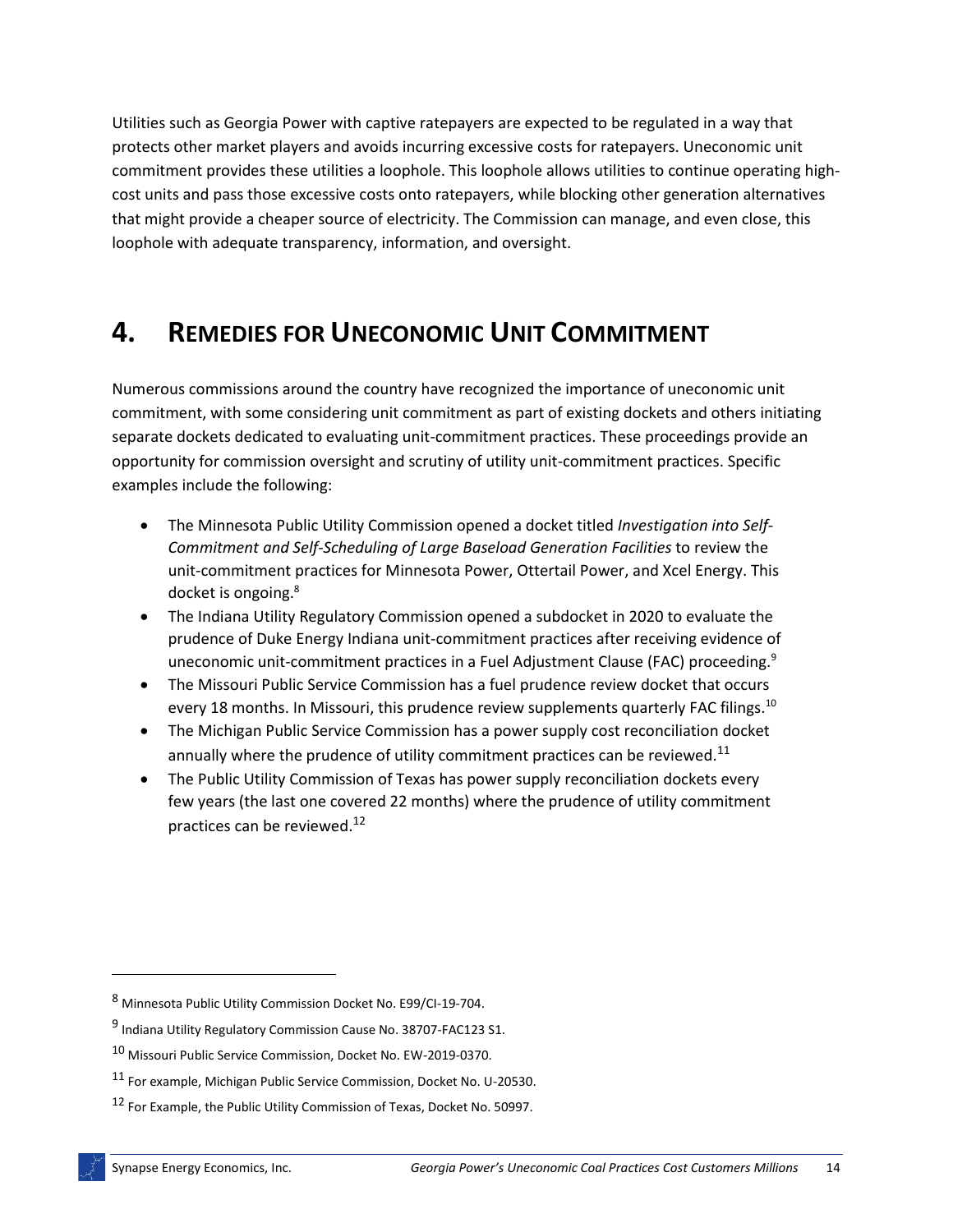Utilities such as Georgia Power with captive ratepayers are expected to be regulated in a way that protects other market players and avoids incurring excessive costs for ratepayers. Uneconomic unit commitment provides these utilities a loophole. This loophole allows utilities to continue operating high-cost units and pass those excessive costs onto ratepayers, while blocking other generation alternatives that might provide a cheaper source of electricity. The Commission can manage, and even close, this loophole with adequate transparency, information, and oversight.

# 4. Remedies for Uneconomic Unit Commitment

Numerous commissions around the country have recognized the importance of uneconomic unit commitment, with some considering unit commitment as part of existing dockets and others initiating separate dockets dedicated to evaluating unit-commitment practices. These proceedings provide an opportunity for commission oversight and scrutiny of utility unit-commitment practices. Specific examples include the following:

- The Minnesota Public Utility Commission opened a docket titled *Investigation into Self-Commitment and Self-Scheduling of Large Baseload Generation Facilities* to review the unit-commitment practices for Minnesota Power, Ottertail Power, and Xcel Energy. This docket is ongoing.[8]
- The Indiana Utility Regulatory Commission opened a subdocket in 2020 to evaluate the prudence of Duke Energy Indiana unit-commitment practices after receiving evidence of uneconomic unit-commitment practices in a Fuel Adjustment Clause (FAC) proceeding.[9]
- The Missouri Public Service Commission has a fuel prudence review docket that occurs every 18 months. In Missouri, this prudence review supplements quarterly FAC filings.[10]
- The Michigan Public Service Commission has a power supply cost reconciliation docket annually where the prudence of utility commitment practices can be reviewed.[11]
- The Public Utility Commission of Texas has power supply reconciliation dockets every few years (the last one covered 22 months) where the prudence of utility commitment practices can be reviewed.[12]

---

[8] Minnesota Public Utility Commission Docket No. E99/CI-19-704.

[9] Indiana Utility Regulatory Commission Cause No. 38707-FAC123 S1.

[10] Missouri Public Service Commission, Docket No. EW-2019-0370.

[11] For example, Michigan Public Service Commission, Docket No. U-20530.

[12] For Example, the Public Utility Commission of Texas, Docket No. 50997.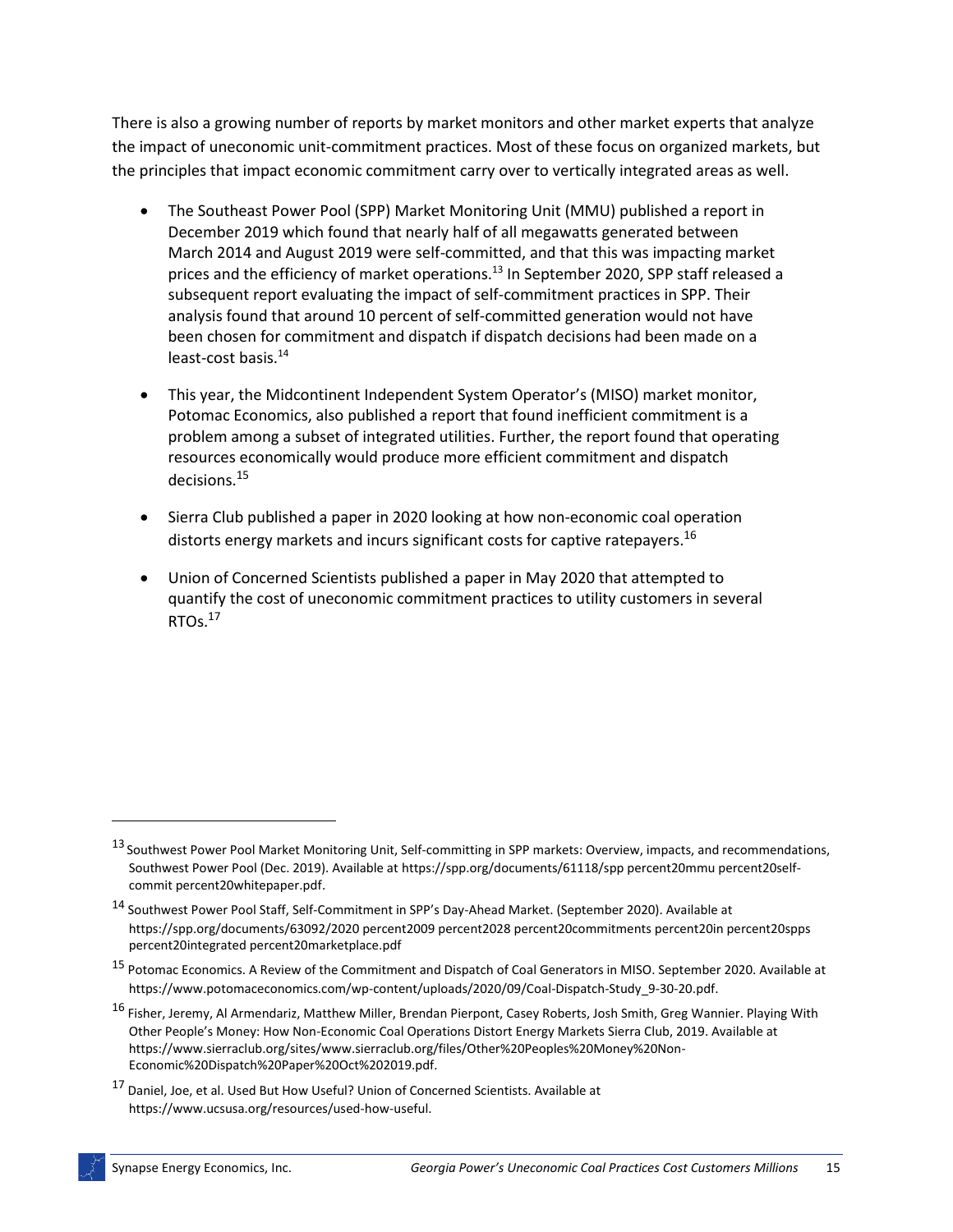There is also a growing number of reports by market monitors and other market experts that analyze the impact of uneconomic unit-commitment practices. Most of these focus on organized markets, but the principles that impact economic commitment carry over to vertically integrated areas as well.

- The Southeast Power Pool (SPP) Market Monitoring Unit (MMU) published a report in December 2019 which found that nearly half of all megawatts generated between March 2014 and August 2019 were self-committed, and that this was impacting market prices and the efficiency of market operations.[13] In September 2020, SPP staff released a subsequent report evaluating the impact of self-commitment practices in SPP. Their analysis found that around 10 percent of self-committed generation would not have been chosen for commitment and dispatch if dispatch decisions had been made on a least-cost basis.[14]

- This year, the Midcontinent Independent System Operator's (MISO) market monitor, Potomac Economics, also published a report that found inefficient commitment is a problem among a subset of integrated utilities. Further, the report found that operating resources economically would produce more efficient commitment and dispatch decisions.[15]

- Sierra Club published a paper in 2020 looking at how non-economic coal operation distorts energy markets and incurs significant costs for captive ratepayers.[16]

- Union of Concerned Scientists published a paper in May 2020 that attempted to quantify the cost of uneconomic commitment practices to utility customers in several RTOs.[17]

---

[13] Southwest Power Pool Market Monitoring Unit, Self-committing in SPP markets: Overview, impacts, and recommendations, Southwest Power Pool (Dec. 2019). Available at https://spp.org/documents/61118/spp percent20mmu percent20self-commit percent20whitepaper.pdf.

[14] Southwest Power Pool Staff, Self-Commitment in SPP's Day-Ahead Market. (September 2020). Available at https://spp.org/documents/63092/2020 percent2009 percent2028 percent20commitments percent20in percent20spps percent20integrated percent20marketplace.pdf

[15] Potomac Economics. A Review of the Commitment and Dispatch of Coal Generators in MISO. September 2020. Available at https://www.potomaceconomics.com/wp-content/uploads/2020/09/Coal-Dispatch-Study_9-30-20.pdf.

[16] Fisher, Jeremy, Al Armendariz, Matthew Miller, Brendan Pierpont, Casey Roberts, Josh Smith, Greg Wannier. Playing With Other People's Money: How Non-Economic Coal Operations Distort Energy Markets Sierra Club, 2019. Available at https://www.sierraclub.org/sites/www.sierraclub.org/files/Other%20Peoples%20Money%20Non-Economic%20Dispatch%20Paper%20Oct%202019.pdf.

[17] Daniel, Joe, et al. Used But How Useful? Union of Concerned Scientists. Available at https://www.ucsusa.org/resources/used-how-useful.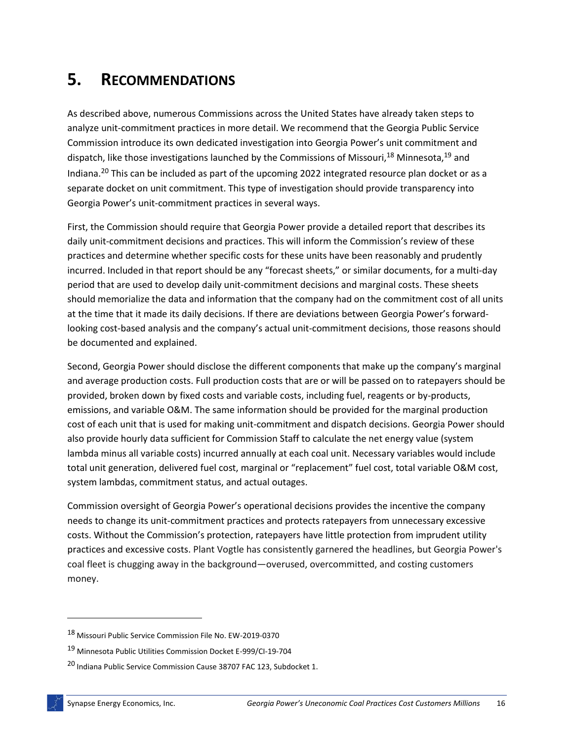# 5. RECOMMENDATIONS

As described above, numerous Commissions across the United States have already taken steps to analyze unit-commitment practices in more detail. We recommend that the Georgia Public Service Commission introduce its own dedicated investigation into Georgia Power's unit commitment and dispatch, like those investigations launched by the Commissions of Missouri,[18] Minnesota,[19] and Indiana.[20] This can be included as part of the upcoming 2022 integrated resource plan docket or as a separate docket on unit commitment. This type of investigation should provide transparency into Georgia Power's unit-commitment practices in several ways.

First, the Commission should require that Georgia Power provide a detailed report that describes its daily unit-commitment decisions and practices. This will inform the Commission's review of these practices and determine whether specific costs for these units have been reasonably and prudently incurred. Included in that report should be any "forecast sheets," or similar documents, for a multi-day period that are used to develop daily unit-commitment decisions and marginal costs. These sheets should memorialize the data and information that the company had on the commitment cost of all units at the time that it made its daily decisions. If there are deviations between Georgia Power's forward-looking cost-based analysis and the company's actual unit-commitment decisions, those reasons should be documented and explained.

Second, Georgia Power should disclose the different components that make up the company's marginal and average production costs. Full production costs that are or will be passed on to ratepayers should be provided, broken down by fixed costs and variable costs, including fuel, reagents or by-products, emissions, and variable O&M. The same information should be provided for the marginal production cost of each unit that is used for making unit-commitment and dispatch decisions. Georgia Power should also provide hourly data sufficient for Commission Staff to calculate the net energy value (system lambda minus all variable costs) incurred annually at each coal unit. Necessary variables would include total unit generation, delivered fuel cost, marginal or "replacement" fuel cost, total variable O&M cost, system lambdas, commitment status, and actual outages.

Commission oversight of Georgia Power's operational decisions provides the incentive the company needs to change its unit-commitment practices and protects ratepayers from unnecessary excessive costs. Without the Commission's protection, ratepayers have little protection from imprudent utility practices and excessive costs. Plant Vogtle has consistently garnered the headlines, but Georgia Power's coal fleet is chugging away in the background—overused, overcommitted, and costing customers money.

---

[18] Missouri Public Service Commission File No. EW-2019-0370

[19] Minnesota Public Utilities Commission Docket E-999/CI-19-704

[20] Indiana Public Service Commission Cause 38707 FAC 123, Subdocket 1.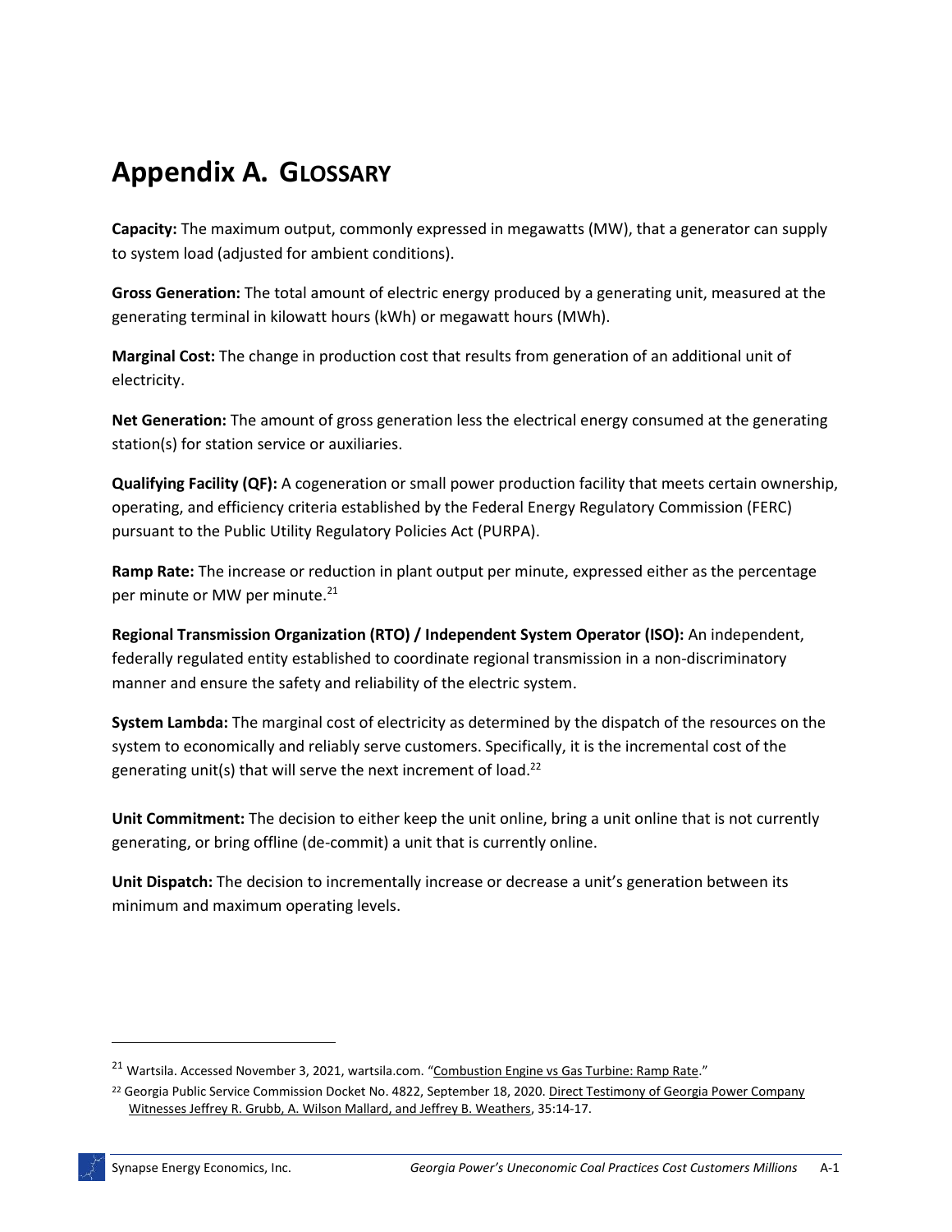# Appendix A. GLOSSARY

**Capacity:** The maximum output, commonly expressed in megawatts (MW), that a generator can supply to system load (adjusted for ambient conditions).

**Gross Generation:** The total amount of electric energy produced by a generating unit, measured at the generating terminal in kilowatt hours (kWh) or megawatt hours (MWh).

**Marginal Cost:** The change in production cost that results from generation of an additional unit of electricity.

**Net Generation:** The amount of gross generation less the electrical energy consumed at the generating station(s) for station service or auxiliaries.

**Qualifying Facility (QF):** A cogeneration or small power production facility that meets certain ownership, operating, and efficiency criteria established by the Federal Energy Regulatory Commission (FERC) pursuant to the Public Utility Regulatory Policies Act (PURPA).

**Ramp Rate:** The increase or reduction in plant output per minute, expressed either as the percentage per minute or MW per minute.[21]

**Regional Transmission Organization (RTO) / Independent System Operator (ISO):** An independent, federally regulated entity established to coordinate regional transmission in a non-discriminatory manner and ensure the safety and reliability of the electric system.

**System Lambda:** The marginal cost of electricity as determined by the dispatch of the resources on the system to economically and reliably serve customers. Specifically, it is the incremental cost of the generating unit(s) that will serve the next increment of load.[22]

**Unit Commitment:** The decision to either keep the unit online, bring a unit online that is not currently generating, or bring offline (de-commit) a unit that is currently online.

**Unit Dispatch:** The decision to incrementally increase or decrease a unit's generation between its minimum and maximum operating levels.

---

[21] Wartsila. Accessed November 3, 2021, wartsila.com. "Combustion Engine vs Gas Turbine: Ramp Rate."

[22] Georgia Public Service Commission Docket No. 4822, September 18, 2020. Direct Testimony of Georgia Power Company Witnesses Jeffrey R. Grubb, A. Wilson Mallard, and Jeffrey B. Weathers, 35:14-17.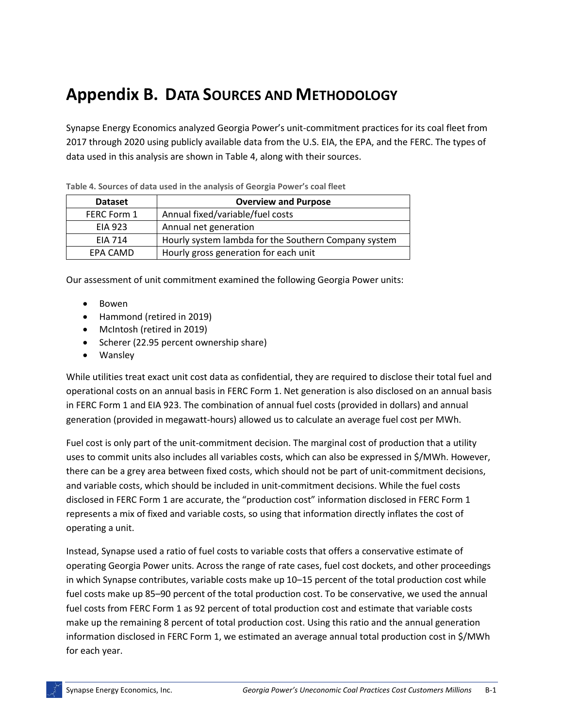# Appendix B. DATA SOURCES AND METHODOLOGY

Synapse Energy Economics analyzed Georgia Power's unit-commitment practices for its coal fleet from 2017 through 2020 using publicly available data from the U.S. EIA, the EPA, and the FERC. The types of data used in this analysis are shown in Table 4, along with their sources.

**Table 4. Sources of data used in the analysis of Georgia Power's coal fleet**

| Dataset | Overview and Purpose |
|---|---|
| FERC Form 1 | Annual fixed/variable/fuel costs |
| EIA 923 | Annual net generation |
| EIA 714 | Hourly system lambda for the Southern Company system |
| EPA CAMD | Hourly gross generation for each unit |

Our assessment of unit commitment examined the following Georgia Power units:

- Bowen
- Hammond (retired in 2019)
- McIntosh (retired in 2019)
- Scherer (22.95 percent ownership share)
- Wansley

While utilities treat exact unit cost data as confidential, they are required to disclose their total fuel and operational costs on an annual basis in FERC Form 1. Net generation is also disclosed on an annual basis in FERC Form 1 and EIA 923. The combination of annual fuel costs (provided in dollars) and annual generation (provided in megawatt-hours) allowed us to calculate an average fuel cost per MWh.

Fuel cost is only part of the unit-commitment decision. The marginal cost of production that a utility uses to commit units also includes all variables costs, which can also be expressed in $/MWh. However, there can be a grey area between fixed costs, which should not be part of unit-commitment decisions, and variable costs, which should be included in unit-commitment decisions. While the fuel costs disclosed in FERC Form 1 are accurate, the "production cost" information disclosed in FERC Form 1 represents a mix of fixed and variable costs, so using that information directly inflates the cost of operating a unit.

Instead, Synapse used a ratio of fuel costs to variable costs that offers a conservative estimate of operating Georgia Power units. Across the range of rate cases, fuel cost dockets, and other proceedings in which Synapse contributes, variable costs make up 10–15 percent of the total production cost while fuel costs make up 85–90 percent of the total production cost. To be conservative, we used the annual fuel costs from FERC Form 1 as 92 percent of total production cost and estimate that variable costs make up the remaining 8 percent of total production cost. Using this ratio and the annual generation information disclosed in FERC Form 1, we estimated an average annual total production cost in $/MWh for each year.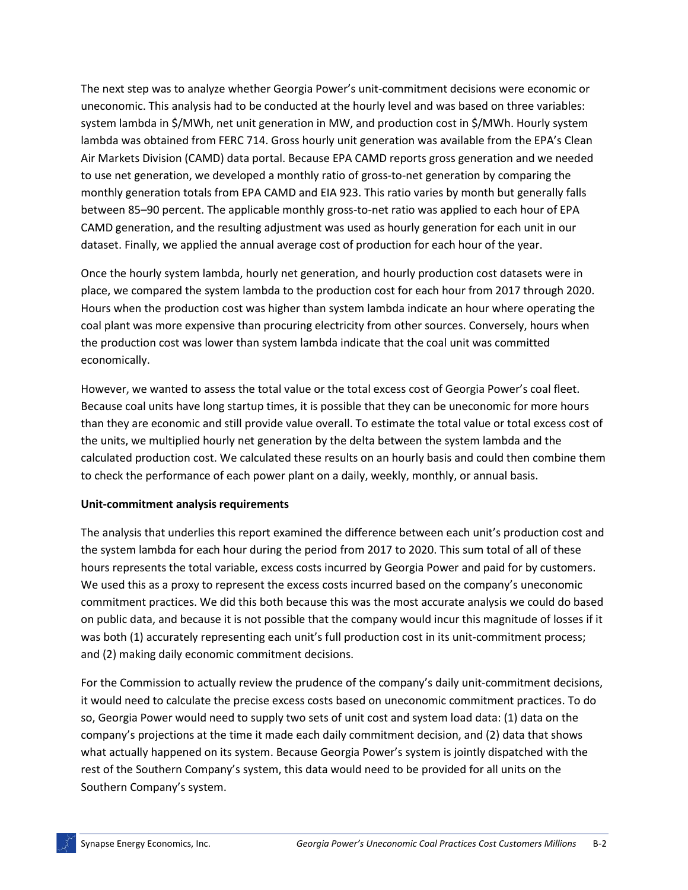The next step was to analyze whether Georgia Power's unit-commitment decisions were economic or uneconomic. This analysis had to be conducted at the hourly level and was based on three variables: system lambda in $/MWh, net unit generation in MW, and production cost in $/MWh. Hourly system lambda was obtained from FERC 714. Gross hourly unit generation was available from the EPA's Clean Air Markets Division (CAMD) data portal. Because EPA CAMD reports gross generation and we needed to use net generation, we developed a monthly ratio of gross-to-net generation by comparing the monthly generation totals from EPA CAMD and EIA 923. This ratio varies by month but generally falls between 85–90 percent. The applicable monthly gross-to-net ratio was applied to each hour of EPA CAMD generation, and the resulting adjustment was used as hourly generation for each unit in our dataset. Finally, we applied the annual average cost of production for each hour of the year.

Once the hourly system lambda, hourly net generation, and hourly production cost datasets were in place, we compared the system lambda to the production cost for each hour from 2017 through 2020. Hours when the production cost was higher than system lambda indicate an hour where operating the coal plant was more expensive than procuring electricity from other sources. Conversely, hours when the production cost was lower than system lambda indicate that the coal unit was committed economically.

However, we wanted to assess the total value or the total excess cost of Georgia Power's coal fleet. Because coal units have long startup times, it is possible that they can be uneconomic for more hours than they are economic and still provide value overall. To estimate the total value or total excess cost of the units, we multiplied hourly net generation by the delta between the system lambda and the calculated production cost. We calculated these results on an hourly basis and could then combine them to check the performance of each power plant on a daily, weekly, monthly, or annual basis.

**Unit-commitment analysis requirements**

The analysis that underlies this report examined the difference between each unit's production cost and the system lambda for each hour during the period from 2017 to 2020. This sum total of all of these hours represents the total variable, excess costs incurred by Georgia Power and paid for by customers. We used this as a proxy to represent the excess costs incurred based on the company's uneconomic commitment practices. We did this both because this was the most accurate analysis we could do based on public data, and because it is not possible that the company would incur this magnitude of losses if it was both (1) accurately representing each unit's full production cost in its unit-commitment process; and (2) making daily economic commitment decisions.

For the Commission to actually review the prudence of the company's daily unit-commitment decisions, it would need to calculate the precise excess costs based on uneconomic commitment practices. To do so, Georgia Power would need to supply two sets of unit cost and system load data: (1) data on the company's projections at the time it made each daily commitment decision, and (2) data that shows what actually happened on its system. Because Georgia Power's system is jointly dispatched with the rest of the Southern Company's system, this data would need to be provided for all units on the Southern Company's system.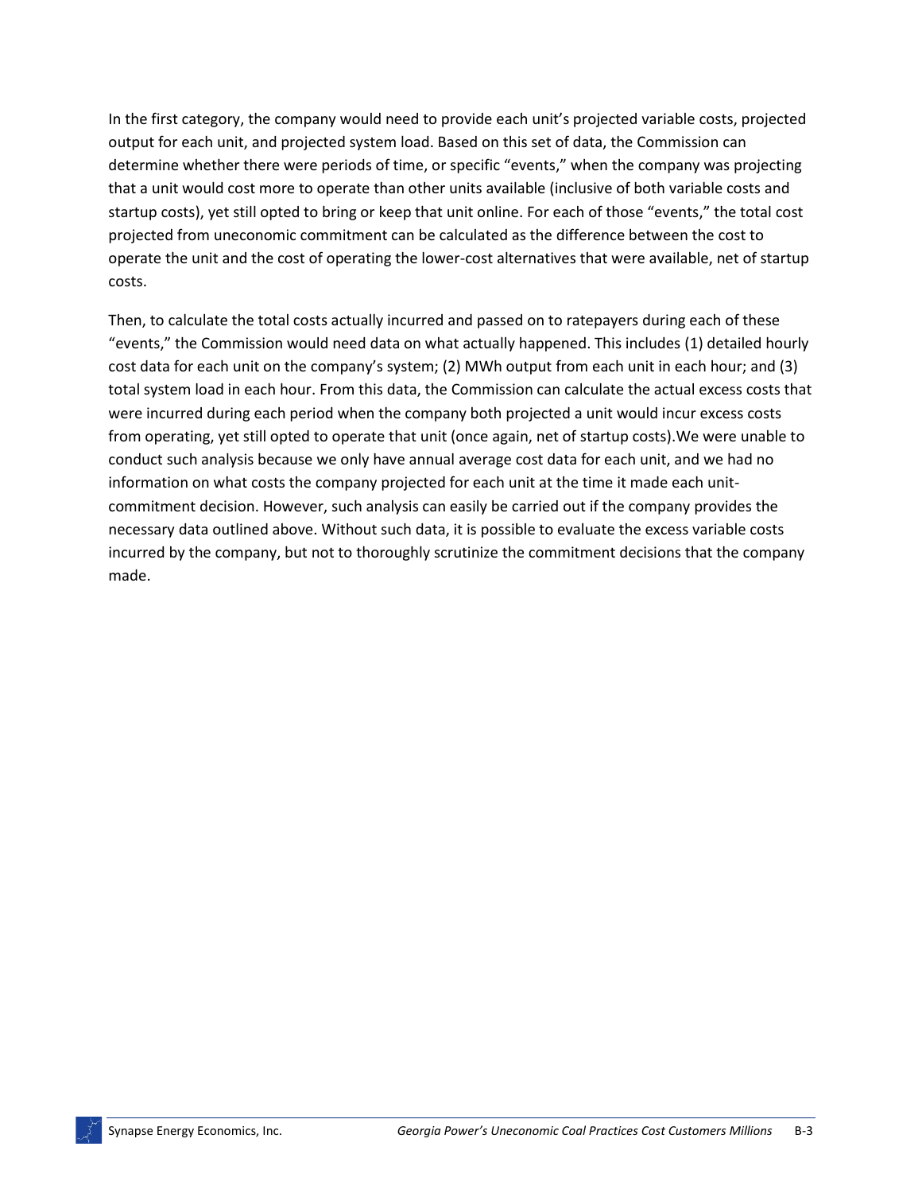In the first category, the company would need to provide each unit's projected variable costs, projected output for each unit, and projected system load. Based on this set of data, the Commission can determine whether there were periods of time, or specific "events," when the company was projecting that a unit would cost more to operate than other units available (inclusive of both variable costs and startup costs), yet still opted to bring or keep that unit online. For each of those "events," the total cost projected from uneconomic commitment can be calculated as the difference between the cost to operate the unit and the cost of operating the lower-cost alternatives that were available, net of startup costs.

Then, to calculate the total costs actually incurred and passed on to ratepayers during each of these "events," the Commission would need data on what actually happened. This includes (1) detailed hourly cost data for each unit on the company's system; (2) MWh output from each unit in each hour; and (3) total system load in each hour. From this data, the Commission can calculate the actual excess costs that were incurred during each period when the company both projected a unit would incur excess costs from operating, yet still opted to operate that unit (once again, net of startup costs).We were unable to conduct such analysis because we only have annual average cost data for each unit, and we had no information on what costs the company projected for each unit at the time it made each unit-commitment decision. However, such analysis can easily be carried out if the company provides the necessary data outlined above. Without such data, it is possible to evaluate the excess variable costs incurred by the company, but not to thoroughly scrutinize the commitment decisions that the company made.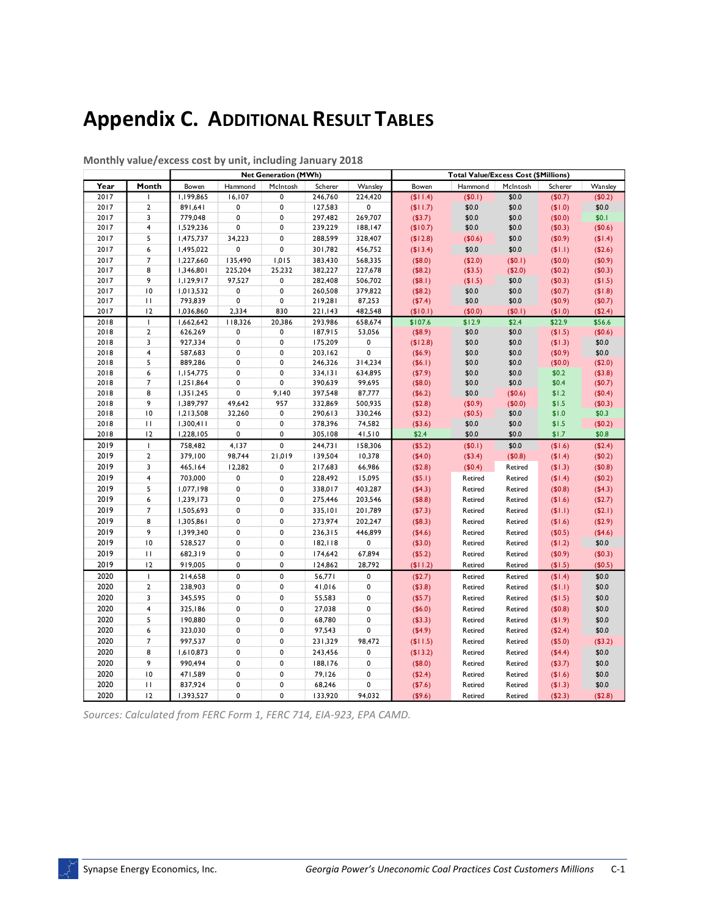# Appendix C. Additional Result Tables

**Monthly value/excess cost by unit, including January 2018**

| | | Net Generation (MWh) | | | | | Total Value/Excess Cost ($Millions) | | | | |
|---|---|---|---|---|---|---|---|---|---|---|---|
| **Year** | **Month** | Bowen | Hammond | McIntosh | Scherer | Wansley | Bowen | Hammond | McIntosh | Scherer | Wansley |
| 2017 | 1 | 1,199,865 | 16,107 | 0 | 246,760 | 224,420 | ($11.4) | ($0.1) | $0.0 | ($0.7) | ($0.2) |
| 2017 | 2 | 891,641 | 0 | 0 | 127,583 | 0 | ($11.7) | $0.0 | $0.0 | ($1.0) | $0.0 |
| 2017 | 3 | 779,048 | 0 | 0 | 297,482 | 269,707 | ($3.7) | $0.0 | $0.0 | ($0.0) | $0.1 |
| 2017 | 4 | 1,529,236 | 0 | 0 | 239,229 | 188,147 | ($10.7) | $0.0 | $0.0 | ($0.3) | ($0.6) |
| 2017 | 5 | 1,475,737 | 34,223 | 0 | 288,599 | 328,407 | ($12.8) | ($0.6) | $0.0 | ($0.9) | ($1.4) |
| 2017 | 6 | 1,495,022 | 0 | 0 | 301,782 | 456,752 | ($13.4) | $0.0 | $0.0 | ($1.1) | ($2.6) |
| 2017 | 7 | 1,227,660 | 135,490 | 1,015 | 383,430 | 568,335 | ($8.0) | ($2.0) | ($0.1) | ($0.0) | ($0.9) |
| 2017 | 8 | 1,346,801 | 225,204 | 25,232 | 382,227 | 227,678 | ($8.2) | ($3.5) | ($2.0) | ($0.2) | ($0.3) |
| 2017 | 9 | 1,129,917 | 97,527 | 0 | 282,408 | 506,702 | ($8.1) | ($1.5) | $0.0 | ($0.3) | ($1.5) |
| 2017 | 10 | 1,013,532 | 0 | 0 | 260,508 | 379,822 | ($8.2) | $0.0 | $0.0 | ($0.7) | ($1.8) |
| 2017 | 11 | 793,839 | 0 | 0 | 219,281 | 87,253 | ($7.4) | $0.0 | $0.0 | ($0.9) | ($0.7) |
| 2017 | 12 | 1,036,860 | 2,334 | 830 | 221,143 | 482,548 | ($10.1) | ($0.0) | ($0.1) | ($1.0) | ($2.4) |
| 2018 | 1 | 1,662,642 | 118,326 | 20,386 | 293,986 | 658,674 | $107.6 | $12.9 | $2.4 | $22.9 | $56.6 |
| 2018 | 2 | 626,269 | 0 | 0 | 187,915 | 53,056 | ($8.9) | $0.0 | $0.0 | ($1.5) | ($0.6) |
| 2018 | 3 | 927,334 | 0 | 0 | 175,209 | 0 | ($12.8) | $0.0 | $0.0 | ($1.3) | $0.0 |
| 2018 | 4 | 587,683 | 0 | 0 | 203,162 | 0 | ($6.9) | $0.0 | $0.0 | ($0.9) | $0.0 |
| 2018 | 5 | 889,286 | 0 | 0 | 246,326 | 314,234 | ($6.1) | $0.0 | $0.0 | ($0.0) | ($2.0) |
| 2018 | 6 | 1,154,775 | 0 | 0 | 334,131 | 634,895 | ($7.9) | $0.0 | $0.0 | $0.2 | ($3.8) |
| 2018 | 7 | 1,251,864 | 0 | 0 | 390,639 | 99,695 | ($8.0) | $0.0 | $0.0 | $0.4 | ($0.7) |
| 2018 | 8 | 1,351,245 | 0 | 9,140 | 397,548 | 87,777 | ($6.2) | $0.0 | ($0.6) | $1.2 | ($0.4) |
| 2018 | 9 | 1,389,797 | 49,642 | 957 | 332,869 | 500,935 | ($2.8) | ($0.9) | ($0.0) | $1.5 | ($0.3) |
| 2018 | 10 | 1,213,508 | 32,260 | 0 | 290,613 | 330,246 | ($3.2) | ($0.5) | $0.0 | $1.0 | $0.3 |
| 2018 | 11 | 1,300,411 | 0 | 0 | 378,396 | 74,582 | ($3.6) | $0.0 | $0.0 | $1.5 | ($0.2) |
| 2018 | 12 | 1,228,105 | 0 | 0 | 305,108 | 41,510 | $2.4 | $0.0 | $0.0 | $1.7 | $0.8 |
| 2019 | 1 | 758,482 | 4,137 | 0 | 244,731 | 158,306 | ($5.2) | ($0.1) | $0.0 | ($1.6) | ($2.4) |
| 2019 | 2 | 379,100 | 98,744 | 21,019 | 139,504 | 10,378 | ($4.0) | ($3.4) | ($0.8) | ($1.4) | ($0.2) |
| 2019 | 3 | 465,164 | 12,282 | 0 | 217,683 | 66,986 | ($2.8) | ($0.4) | Retired | ($1.3) | ($0.8) |
| 2019 | 4 | 703,000 | 0 | 0 | 228,492 | 15,095 | ($5.1) | Retired | Retired | ($1.4) | ($0.2) |
| 2019 | 5 | 1,077,198 | 0 | 0 | 338,017 | 403,287 | ($4.3) | Retired | Retired | ($0.8) | ($4.3) |
| 2019 | 6 | 1,239,173 | 0 | 0 | 275,446 | 203,546 | ($8.8) | Retired | Retired | ($1.6) | ($2.7) |
| 2019 | 7 | 1,505,693 | 0 | 0 | 335,101 | 201,789 | ($7.3) | Retired | Retired | ($1.1) | ($2.1) |
| 2019 | 8 | 1,305,861 | 0 | 0 | 273,974 | 202,247 | ($8.3) | Retired | Retired | ($1.6) | ($2.9) |
| 2019 | 9 | 1,399,340 | 0 | 0 | 236,315 | 446,899 | ($4.6) | Retired | Retired | ($0.5) | ($4.6) |
| 2019 | 10 | 528,527 | 0 | 0 | 182,118 | 0 | ($3.0) | Retired | Retired | ($1.2) | $0.0 |
| 2019 | 11 | 682,319 | 0 | 0 | 174,642 | 67,894 | ($5.2) | Retired | Retired | ($0.9) | ($0.3) |
| 2019 | 12 | 919,005 | 0 | 0 | 124,862 | 28,792 | ($11.2) | Retired | Retired | ($1.5) | ($0.5) |
| 2020 | 1 | 214,658 | 0 | 0 | 56,771 | 0 | ($2.7) | Retired | Retired | ($1.4) | $0.0 |
| 2020 | 2 | 238,903 | 0 | 0 | 41,016 | 0 | ($3.8) | Retired | Retired | ($1.1) | $0.0 |
| 2020 | 3 | 345,595 | 0 | 0 | 55,583 | 0 | ($5.7) | Retired | Retired | ($1.5) | $0.0 |
| 2020 | 4 | 325,186 | 0 | 0 | 27,038 | 0 | ($6.0) | Retired | Retired | ($0.8) | $0.0 |
| 2020 | 5 | 190,880 | 0 | 0 | 68,780 | 0 | ($3.3) | Retired | Retired | ($1.9) | $0.0 |
| 2020 | 6 | 323,030 | 0 | 0 | 97,543 | 0 | ($4.9) | Retired | Retired | ($2.4) | $0.0 |
| 2020 | 7 | 997,537 | 0 | 0 | 231,329 | 98,472 | ($11.5) | Retired | Retired | ($5.0) | ($3.2) |
| 2020 | 8 | 1,610,873 | 0 | 0 | 243,456 | 0 | ($13.2) | Retired | Retired | ($4.4) | $0.0 |
| 2020 | 9 | 990,494 | 0 | 0 | 188,176 | 0 | ($8.0) | Retired | Retired | ($3.7) | $0.0 |
| 2020 | 10 | 471,589 | 0 | 0 | 79,126 | 0 | ($2.4) | Retired | Retired | ($1.6) | $0.0 |
| 2020 | 11 | 837,924 | 0 | 0 | 68,246 | 0 | ($7.6) | Retired | Retired | ($1.3) | $0.0 |
| 2020 | 12 | 1,393,527 | 0 | 0 | 133,920 | 94,032 | ($9.6) | Retired | Retired | ($2.3) | ($2.8) |

*Sources: Calculated from FERC Form 1, FERC 714, EIA-923, EPA CAMD.*